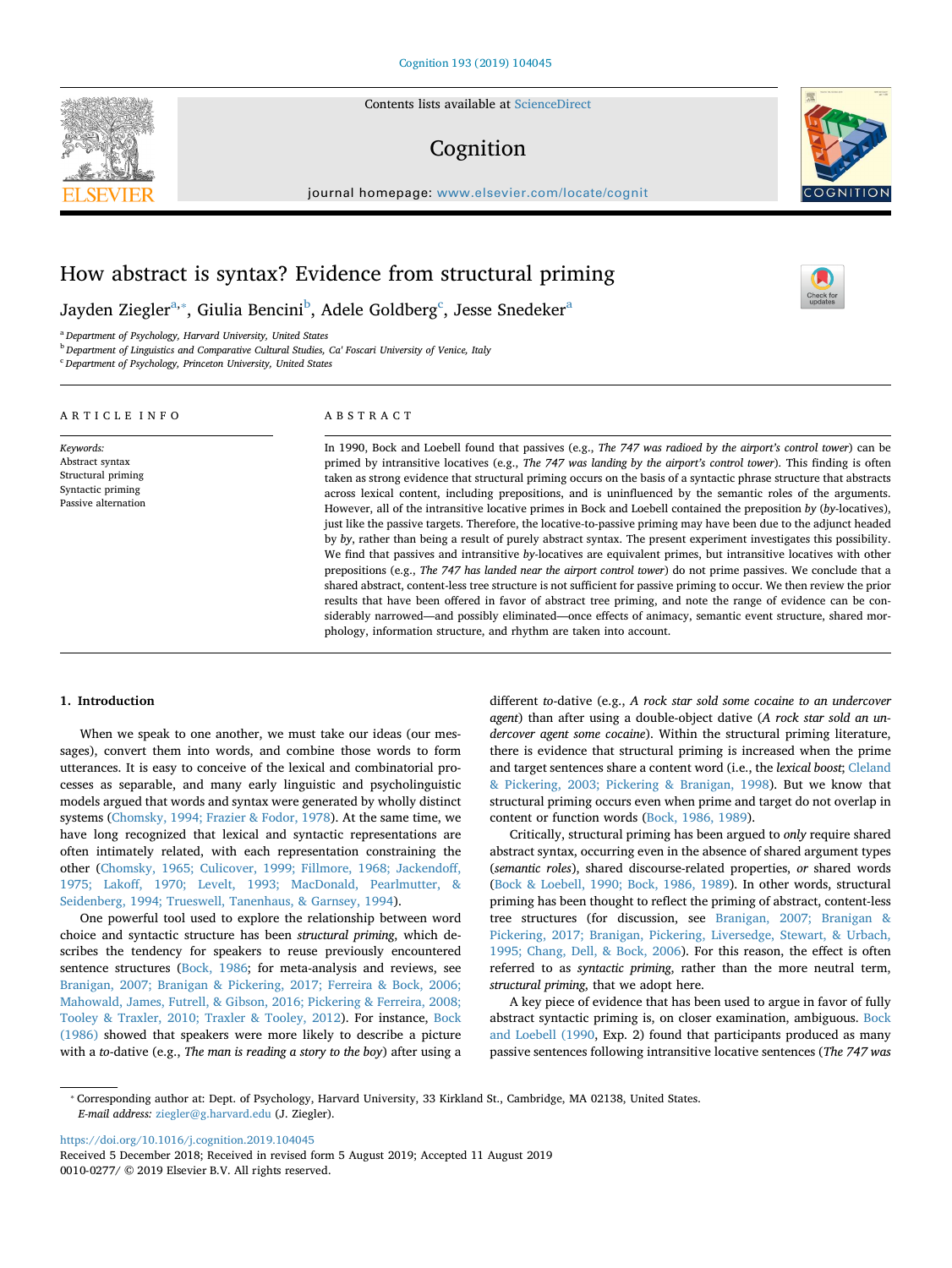Contents lists available at ScienceDirect

# Cognition

journal homepage: www.elsevier.com/locate/cognit

# How abstract is syntax? Evidence from structural priming

Jayden Ziegler[a,*], Giulia Bencini[b], Adele Goldberg[c], Jesse Snedeker[a]

[a] Department of Psychology, Harvard University, United States
[b] Department of Linguistics and Comparative Cultural Studies, Ca' Foscari University of Venice, Italy
[c] Department of Psychology, Princeton University, United States

## ARTICLE INFO

*Keywords:*
Abstract syntax
Structural priming
Syntactic priming
Passive alternation

## ABSTRACT

In 1990, Bock and Loebell found that passives (e.g., *The 747 was radioed by the airport's control tower*) can be primed by intransitive locatives (e.g., *The 747 was landing by the airport's control tower*). This finding is often taken as strong evidence that structural priming occurs on the basis of a syntactic phrase structure that abstracts across lexical content, including prepositions, and is uninfluenced by the semantic roles of the arguments. However, all of the intransitive locative primes in Bock and Loebell contained the preposition *by* (*by*-locatives), just like the passive targets. Therefore, the locative-to-passive priming may have been due to the adjunct headed by *by*, rather than being a result of purely abstract syntax. The present experiment investigates this possibility. We find that passives and intransitive *by*-locatives are equivalent primes, but intransitive locatives with other prepositions (e.g., *The 747 has landed near the airport control tower*) do not prime passives. We conclude that a shared abstract, content-less tree structure is not sufficient for passive priming to occur. We then review the prior results that have been offered in favor of abstract tree priming, and note the range of evidence can be considerably narrowed—and possibly eliminated—once effects of animacy, semantic event structure, shared morphology, information structure, and rhythm are taken into account.

## 1. Introduction

When we speak to one another, we must take our ideas (our messages), convert them into words, and combine those words to form utterances. It is easy to conceive of the lexical and combinatorial processes as separable, and many early linguistic and psycholinguistic models argued that words and syntax were generated by wholly distinct systems (Chomsky, 1994; Frazier & Fodor, 1978). At the same time, we have long recognized that lexical and syntactic representations are often intimately related, with each representation constraining the other (Chomsky, 1965; Culicover, 1999; Fillmore, 1968; Jackendoff, 1975; Lakoff, 1970; Levelt, 1993; MacDonald, Pearlmutter, & Seidenberg, 1994; Trueswell, Tanenhaus, & Garnsey, 1994).

One powerful tool used to explore the relationship between word choice and syntactic structure has been *structural priming*, which describes the tendency for speakers to reuse previously encountered sentence structures (Bock, 1986; for meta-analysis and reviews, see Branigan, 2007; Branigan & Pickering, 2017; Ferreira & Bock, 2006; Mahowald, James, Futrell, & Gibson, 2016; Pickering & Ferreira, 2008; Tooley & Traxler, 2010; Traxler & Tooley, 2012). For instance, Bock (1986) showed that speakers were more likely to describe a picture with a *to*-dative (e.g., *The man is reading a story to the boy*) after using a different *to*-dative (e.g., *A rock star sold some cocaine to an undercover agent*) than after using a double-object dative (*A rock star sold an undercover agent some cocaine*). Within the structural priming literature, there is evidence that structural priming is increased when the prime and target sentences share a content word (i.e., the *lexical boost*; Cleland & Pickering, 2003; Pickering & Branigan, 1998). But we know that structural priming occurs even when prime and target do not overlap in content or function words (Bock, 1986, 1989).

Critically, structural priming has been argued to *only* require shared abstract syntax, occurring even in the absence of shared argument types (*semantic roles*), shared discourse-related properties, *or* shared words (Bock & Loebell, 1990; Bock, 1986, 1989). In other words, structural priming has been thought to reflect the priming of abstract, content-less tree structures (for discussion, see Branigan, 2007; Branigan & Pickering, 2017; Branigan, Pickering, Liversedge, Stewart, & Urbach, 1995; Chang, Dell, & Bock, 2006). For this reason, the effect is often referred to as *syntactic priming*, rather than the more neutral term, *structural priming*, that we adopt here.

A key piece of evidence that has been used to argue in favor of fully abstract syntactic priming is, on closer examination, ambiguous. Bock and Loebell (1990, Exp. 2) found that participants produced as many passive sentences following intransitive locative sentences (*The 747 was*

* Corresponding author at: Dept. of Psychology, Harvard University, 33 Kirkland St., Cambridge, MA 02138, United States.
*E-mail address:* ziegler@g.harvard.edu (J. Ziegler).

https://doi.org/10.1016/j.cognition.2019.104045
Received 5 December 2018; Received in revised form 5 August 2019; Accepted 11 August 2019
0010-0277/ © 2019 Elsevier B.V. All rights reserved.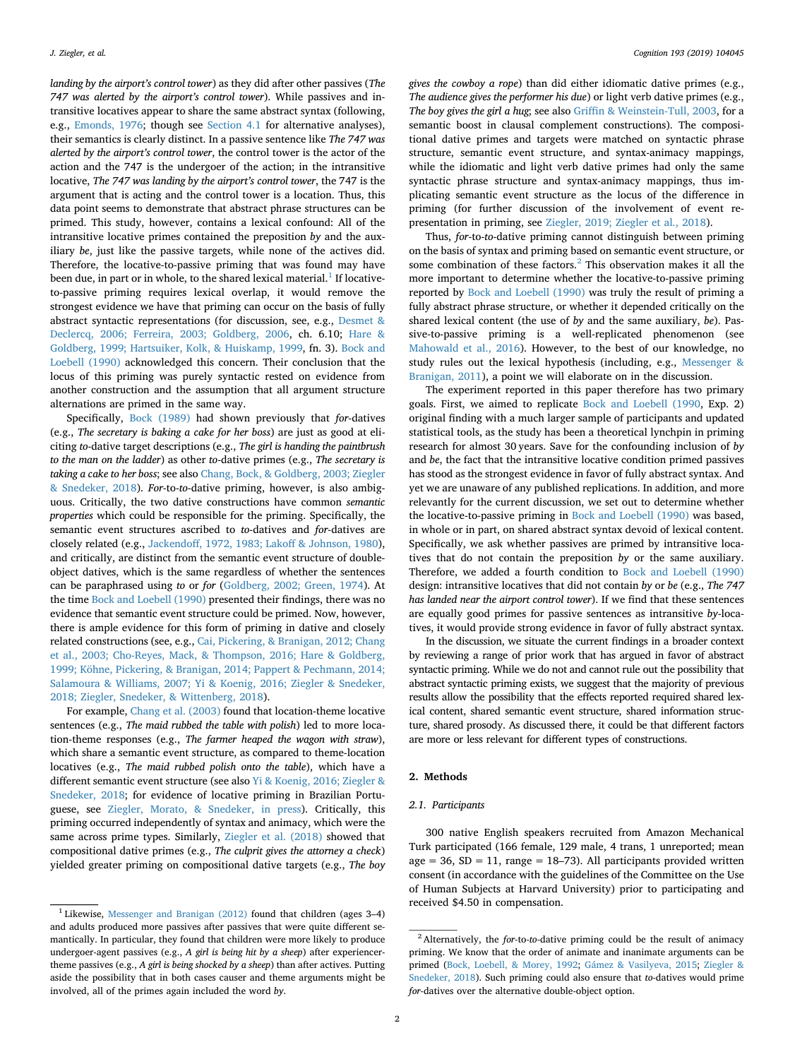*landing by the airport's control tower*) as they did after other passives (*The 747 was alerted by the airport's control tower*). While passives and intransitive locatives appear to share the same abstract syntax (following, e.g., Emonds, 1976; though see Section 4.1 for alternative analyses), their semantics is clearly distinct. In a passive sentence like *The 747 was alerted by the airport's control tower*, the control tower is the actor of the action and the 747 is the undergoer of the action; in the intransitive locative, *The 747 was landing by the airport's control tower*, the 747 is the argument that is acting and the control tower is a location. Thus, this data point seems to demonstrate that abstract phrase structures can be primed. This study, however, contains a lexical confound: All of the intransitive locative primes contained the preposition *by* and the auxiliary *be*, just like the passive targets, while none of the actives did. Therefore, the locative-to-passive priming that was found may have been due, in part or in whole, to the shared lexical material.[1] If locative-to-passive priming requires lexical overlap, it would remove the strongest evidence we have that priming can occur on the basis of fully abstract syntactic representations (for discussion, see, e.g., Desmet & Declercq, 2006; Ferreira, 2003; Goldberg, 2006, ch. 6.10; Hare & Goldberg, 1999; Hartsuiker, Kolk, & Huiskamp, 1999, fn. 3). Bock and Loebell (1990) acknowledged this concern. Their conclusion that the locus of this priming was purely syntactic rested on evidence from another construction and the assumption that all argument structure alternations are primed in the same way.

Specifically, Bock (1989) had shown previously that *for*-datives (e.g., *The secretary is baking a cake for her boss*) are just as good at eliciting *to*-dative target descriptions (e.g., *The girl is handing the paintbrush to the man on the ladder*) as other *to*-dative primes (e.g., *The secretary is taking a cake to her boss*; see also Chang, Bock, & Goldberg, 2003; Ziegler & Snedeker, 2018). *For*-to-*to*-dative priming, however, is also ambiguous. Critically, the two dative constructions have common *semantic properties* which could be responsible for the priming. Specifically, the semantic event structures ascribed to *to*-datives and *for*-datives are closely related (e.g., Jackendoff, 1972, 1983; Lakoff & Johnson, 1980), and critically, are distinct from the semantic event structure of double-object datives, which is the same regardless of whether the sentences can be paraphrased using *to* or *for* (Goldberg, 2002; Green, 1974). At the time Bock and Loebell (1990) presented their findings, there was no evidence that semantic event structure could be primed. Now, however, there is ample evidence for this form of priming in dative and closely related constructions (see, e.g., Cai, Pickering, & Branigan, 2012; Chang et al., 2003; Cho-Reyes, Mack, & Thompson, 2016; Hare & Goldberg, 1999; Köhne, Pickering, & Branigan, 2014; Pappert & Pechmann, 2014; Salamoura & Williams, 2007; Yi & Koenig, 2016; Ziegler & Snedeker, 2018; Ziegler, Snedeker, & Wittenberg, 2018).

For example, Chang et al. (2003) found that location-theme locative sentences (e.g., *The maid rubbed the table with polish*) led to more location-theme responses (e.g., *The farmer heaped the wagon with straw*), which share a semantic event structure, as compared to theme-location locatives (e.g., *The maid rubbed polish onto the table*), which have a different semantic event structure (see also Yi & Koenig, 2016; Ziegler & Snedeker, 2018; for evidence of locative priming in Brazilian Portuguese, see Ziegler, Morato, & Snedeker, in press). Critically, this priming occurred independently of syntax and animacy, which were the same across prime types. Similarly, Ziegler et al. (2018) showed that compositional dative primes (e.g., *The culprit gives the attorney a check*) yielded greater priming on compositional dative targets (e.g., *The boy gives the cowboy a rope*) than did either idiomatic dative primes (e.g., *The audience gives the performer his due*) or light verb dative primes (e.g., *The boy gives the girl a hug*; see also Griffin & Weinstein-Tull, 2003, for a semantic boost in clausal complement constructions). The compositional dative primes and targets were matched on syntactic phrase structure, semantic event structure, and syntax-animacy mappings, while the idiomatic and light verb dative primes had only the same syntactic phrase structure and syntax-animacy mappings, thus implicating semantic event structure as the locus of the difference in priming (for further discussion of the involvement of event representation in priming, see Ziegler, 2019; Ziegler et al., 2018).

Thus, *for*-to-*to*-dative priming cannot distinguish between priming on the basis of syntax and priming based on semantic event structure, or some combination of these factors.[2] This observation makes it all the more important to determine whether the locative-to-passive priming reported by Bock and Loebell (1990) was truly the result of priming a fully abstract phrase structure, or whether it depended critically on the shared lexical content (the use of *by* and the same auxiliary, *be*). Passive-to-passive priming is a well-replicated phenomenon (see Mahowald et al., 2016). However, to the best of our knowledge, no study rules out the lexical hypothesis (including, e.g., Messenger & Branigan, 2011), a point we will elaborate on in the discussion.

The experiment reported in this paper therefore has two primary goals. First, we aimed to replicate Bock and Loebell (1990, Exp. 2) original finding with a much larger sample of participants and updated statistical tools, as the study has been a theoretical lynchpin in priming research for almost 30 years. Save for the confounding inclusion of *by* and *be*, the fact that the intransitive locative condition primed passives has stood as the strongest evidence in favor of fully abstract syntax. And yet we are unaware of any published replications. In addition, and more relevantly for the current discussion, we set out to determine whether the locative-to-passive priming in Bock and Loebell (1990) was based, in whole or in part, on shared abstract syntax devoid of lexical content. Specifically, we ask whether passives are primed by intransitive locatives that do not contain the preposition *by* or the same auxiliary. Therefore, we added a fourth condition to Bock and Loebell (1990) design: intransitive locatives that did not contain *by* or *be* (e.g., *The 747 has landed near the airport control tower*). If we find that these sentences are equally good primes for passive sentences as intransitive *by*-locatives, it would provide strong evidence in favor of fully abstract syntax.

In the discussion, we situate the current findings in a broader context by reviewing a range of prior work that has argued in favor of abstract syntactic priming. While we do not and cannot rule out the possibility that abstract syntactic priming exists, we suggest that the majority of previous results allow the possibility that the effects reported required shared lexical content, shared semantic event structure, shared information structure, shared prosody. As discussed there, it could be that different factors are more or less relevant for different types of constructions.

## 2. Methods

### 2.1. Participants

300 native English speakers recruited from Amazon Mechanical Turk participated (166 female, 129 male, 4 trans, 1 unreported; mean age = 36, SD = 11, range = 18–73). All participants provided written consent (in accordance with the guidelines of the Committee on the Use of Human Subjects at Harvard University) prior to participating and received $4.50 in compensation.

---

[1] Likewise, Messenger and Branigan (2012) found that children (ages 3–4) and adults produced more passives after passives that were quite different semantically. In particular, they found that children were more likely to produce undergoer-agent passives (e.g., *A girl is being hit by a sheep*) after experiencer-theme passives (e.g., *A girl is being shocked by a sheep*) than after actives. Putting aside the possibility that in both cases causer and theme arguments might be involved, all of the primes again included the word *by*.

[2] Alternatively, the *for*-to-*to*-dative priming could be the result of animacy priming. We know that the order of animate and inanimate arguments can be primed (Bock, Loebell, & Morey, 1992; Gámez & Vasilyeva, 2015; Ziegler & Snedeker, 2018). Such priming could also ensure that *to*-datives would prime *for*-datives over the alternative double-object option.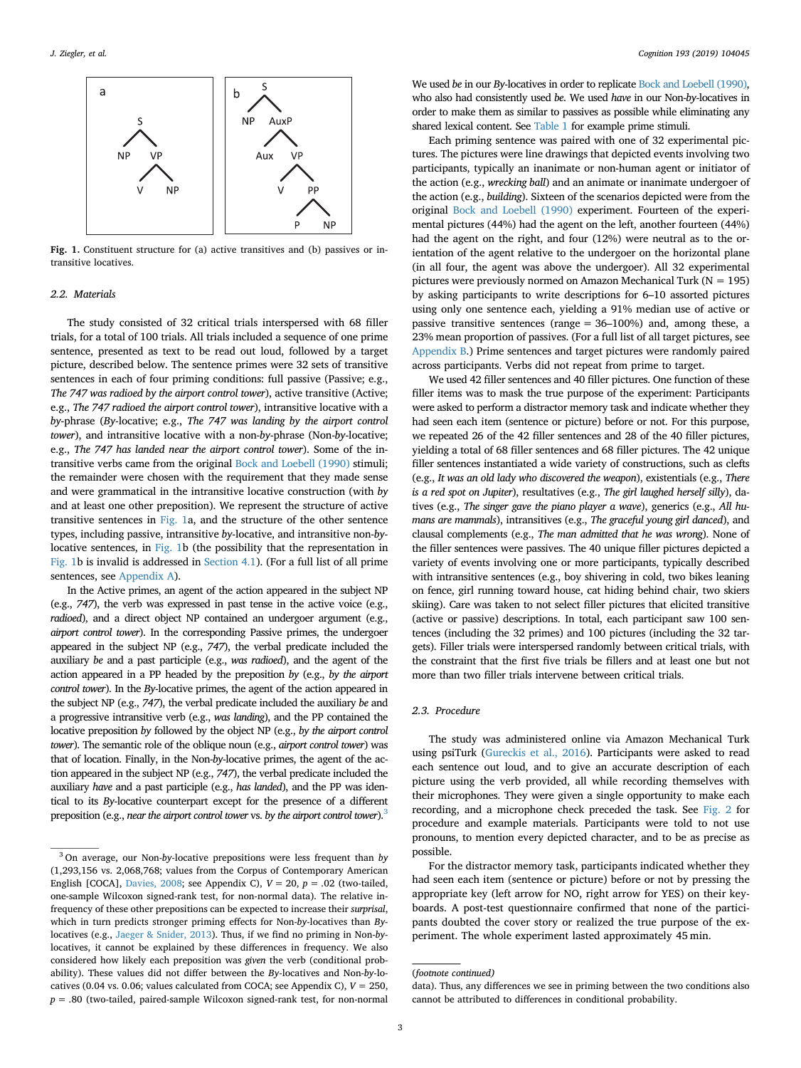Fig. 1. Constituent structure for (a) active transitives and (b) passives or intransitive locatives.

### 2.2. Materials

The study consisted of 32 critical trials interspersed with 68 filler trials, for a total of 100 trials. All trials included a sequence of one prime sentence, presented as text to be read out loud, followed by a target picture, described below. The sentence primes were 32 sets of transitive sentences in each of four priming conditions: full passive (Passive; e.g., *The 747 was radioed by the airport control tower*), active transitive (Active; e.g., *The 747 radioed the airport control tower*), intransitive locative with a *by*-phrase (*By*-locative; e.g., *The 747 was landing by the airport control tower*), and intransitive locative with a non-*by*-phrase (Non-*by*-locative; e.g., *The 747 has landed near the airport control tower*). Some of the intransitive verbs came from the original Bock and Loebell (1990) stimuli; the remainder were chosen with the requirement that they made sense and were grammatical in the intransitive locative construction (with *by* and at least one other preposition). We represent the structure of active transitive sentences in Fig. 1a, and the structure of the other sentence types, including passive, intransitive *by*-locative, and intransitive non-*by*-locative sentences, in Fig. 1b (the possibility that the representation in Fig. 1b is invalid is addressed in Section 4.1). (For a full list of all prime sentences, see Appendix A).

In the Active primes, an agent of the action appeared in the subject NP (e.g., *747*), the verb was expressed in past tense in the active voice (e.g., *radioed*), and a direct object NP contained an undergoer argument (e.g., *airport control tower*). In the corresponding Passive primes, the undergoer appeared in the subject NP (e.g., *747*), the verbal predicate included the auxiliary *be* and a past participle (e.g., *was radioed*), and the agent of the action appeared in a PP headed by the preposition *by* (e.g., *by the airport control tower*). In the *By*-locative primes, the agent of the action appeared in the subject NP (e.g., *747*), the verbal predicate included the auxiliary *be* and a progressive intransitive verb (e.g., *was landing*), and the PP contained the locative preposition *by* followed by the object NP (e.g., *by the airport control tower*). The semantic role of the oblique noun (e.g., *airport control tower*) was that of location. Finally, in the Non-*by*-locative primes, the agent of the action appeared in the subject NP (e.g., *747*), the verbal predicate included the auxiliary *have* and a past participle (e.g., *has landed*), and the PP was identical to its *By*-locative counterpart except for the presence of a different preposition (e.g., *near the airport control tower* vs. *by the airport control tower*).[3]

We used *be* in our *By*-locatives in order to replicate Bock and Loebell (1990), who also had consistently used *be*. We used *have* in our Non-*by*-locatives in order to make them as similar to passives as possible while eliminating any shared lexical content. See Table 1 for example prime stimuli.

Each priming sentence was paired with one of 32 experimental pictures. The pictures were line drawings that depicted events involving two participants, typically an inanimate or non-human agent or initiator of the action (e.g., *wrecking ball*) and an animate or inanimate undergoer of the action (e.g., *building*). Sixteen of the scenarios depicted were from the original Bock and Loebell (1990) experiment. Fourteen of the experimental pictures (44%) had the agent on the left, another fourteen (44%) had the agent on the right, and four (12%) were neutral as to the orientation of the agent relative to the undergoer on the horizontal plane (in all four, the agent was above the undergoer). All 32 experimental pictures were previously normed on Amazon Mechanical Turk (N = 195) by asking participants to write descriptions for 6–10 assorted pictures using only one sentence each, yielding a 91% median use of active or passive transitive sentences (range = 36–100%) and, among these, a 23% mean proportion of passives. (For a full list of all target pictures, see Appendix B.) Prime sentences and target pictures were randomly paired across participants. Verbs did not repeat from prime to target.

We used 42 filler sentences and 40 filler pictures. One function of these filler items was to mask the true purpose of the experiment: Participants were asked to perform a distractor memory task and indicate whether they had seen each item (sentence or picture) before or not. For this purpose, we repeated 26 of the 42 filler sentences and 28 of the 40 filler pictures, yielding a total of 68 filler sentences and 68 filler pictures. The 42 unique filler sentences instantiated a wide variety of constructions, such as clefts (e.g., *It was an old lady who discovered the weapon*), existentials (e.g., *There is a red spot on Jupiter*), resultatives (e.g., *The girl laughed herself silly*), datives (e.g., *The singer gave the piano player a wave*), generics (e.g., *All humans are mammals*), intransitives (e.g., *The graceful young girl danced*), and clausal complements (e.g., *The man admitted that he was wrong*). None of the filler sentences were passives. The 40 unique filler pictures depicted a variety of events involving one or more participants, typically described with intransitive sentences (e.g., boy shivering in cold, two bikes leaning on fence, girl running toward house, cat hiding behind chair, two skiers skiing). Care was taken to not select filler pictures that elicited transitive (active or passive) descriptions. In total, each participant saw 100 sentences (including the 32 primes) and 100 pictures (including the 32 targets). Filler trials were interspersed randomly between critical trials, with the constraint that the first five trials be fillers and at least one but not more than two filler trials intervene between critical trials.

### 2.3. Procedure

The study was administered online via Amazon Mechanical Turk using psiTurk (Gureckis et al., 2016). Participants were asked to read each sentence out loud, and to give an accurate description of each picture using the verb provided, all while recording themselves with their microphones. They were given a single opportunity to make each recording, and a microphone check preceded the task. See Fig. 2 for procedure and example materials. Participants were told to not use pronouns, to mention every depicted character, and to be as precise as possible.

For the distractor memory task, participants indicated whether they had seen each item (sentence or picture) before or not by pressing the appropriate key (left arrow for NO, right arrow for YES) on their keyboards. A post-test questionnaire confirmed that none of the participants doubted the cover story or realized the true purpose of the experiment. The whole experiment lasted approximately 45 min.

---

[3] On average, our Non-*by*-locative prepositions were less frequent than *by* (1,293,156 vs. 2,068,768; values from the Corpus of Contemporary American English [COCA], Davies, 2008; see Appendix C), $V = 20$, $p = .02$ (two-tailed, one-sample Wilcoxon signed-rank test, for non-normal data). The relative infrequency of these other prepositions can be expected to increase their *surprisal*, which in turn predicts stronger priming effects for Non-*by*-locatives than *By*-locatives (e.g., Jaeger & Snider, 2013). Thus, if we find no priming in Non-*by*-locatives, it cannot be explained by these differences in frequency. We also considered how likely each preposition was *given* the verb (conditional probability). These values did not differ between the *By*-locatives and Non-*by*-locatives (0.04 vs. 0.06; values calculated from COCA; see Appendix C), $V = 250$, $p = .80$ (two-tailed, paired-sample Wilcoxon signed-rank test, for non-normal data). Thus, any differences we see in priming between the two conditions also cannot be attributed to differences in conditional probability.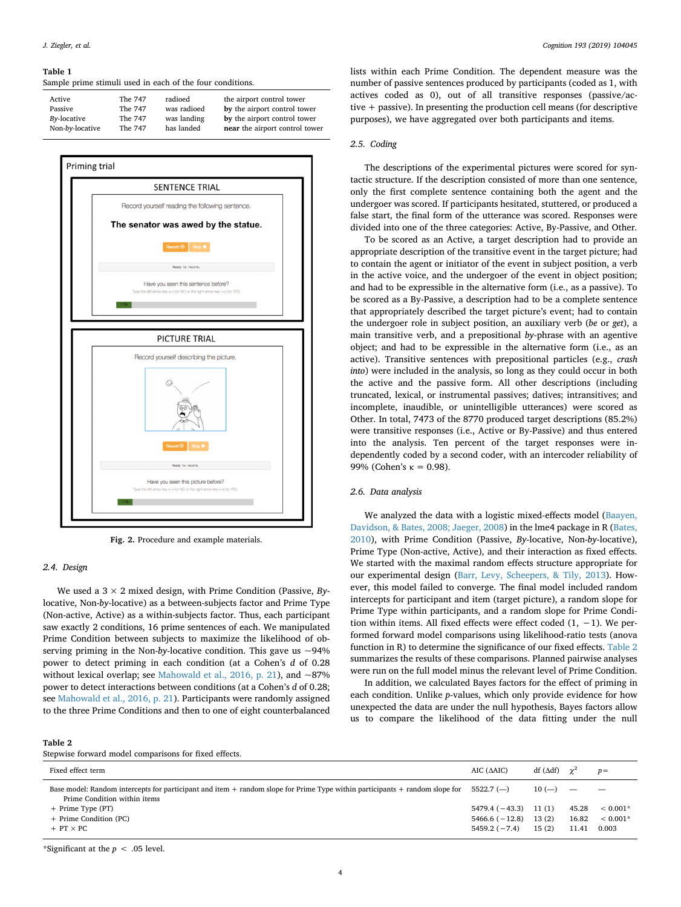**Table 1**
Sample prime stimuli used in each of the four conditions.

| | | | |
|---|---|---|---|
| Active | The 747 | radioed | the airport control tower |
| Passive | The 747 | was radioed | **by** the airport control tower |
| *By*-locative | The 747 | was landing | **by** the airport control tower |
| Non-*by*-locative | The 747 | has landed | **near** the airport control tower |

**Fig. 2.** Procedure and example materials.

### 2.4. Design

We used a 3 × 2 mixed design, with Prime Condition (Passive, *By*-locative, Non-*by*-locative) as a between-subjects factor and Prime Type (Non-active, Active) as a within-subjects factor. Thus, each participant saw exactly 2 conditions, 16 prime sentences of each. We manipulated Prime Condition between subjects to maximize the likelihood of observing priming in the Non-*by*-locative condition. This gave us ~94% power to detect priming in each condition (at a Cohen's *d* of 0.28 without lexical overlap; see Mahowald et al., 2016, p. 21), and ~87% power to detect interactions between conditions (at a Cohen's *d* of 0.28; see Mahowald et al., 2016, p. 21). Participants were randomly assigned to the three Prime Conditions and then to one of eight counterbalanced lists within each Prime Condition. The dependent measure was the number of passive sentences produced by participants (coded as 1, with actives coded as 0), out of all transitive responses (passive/active + passive). In presenting the production cell means (for descriptive purposes), we have aggregated over both participants and items.

### 2.5. Coding

The descriptions of the experimental pictures were scored for syntactic structure. If the description consisted of more than one sentence, only the first complete sentence containing both the agent and the undergoer was scored. If participants hesitated, stuttered, or produced a false start, the final form of the utterance was scored. Responses were divided into one of the three categories: Active, By-Passive, and Other.

To be scored as an Active, a target description had to provide an appropriate description of the transitive event in the target picture; had to contain the agent or initiator of the event in subject position, a verb in the active voice, and the undergoer of the event in object position; and had to be expressible in the alternative form (i.e., as a passive). To be scored as a By-Passive, a description had to be a complete sentence that appropriately described the target picture's event; had to contain the undergoer role in subject position, an auxiliary verb (*be* or *get*), a main transitive verb, and a prepositional *by*-phrase with an agentive object; and had to be expressible in the alternative form (i.e., as an active). Transitive sentences with prepositional particles (e.g., *crash into*) were included in the analysis, so long as they could occur in both the active and the passive form. All other descriptions (including truncated, lexical, or instrumental passives; datives; intransitives; and incomplete, inaudible, or unintelligible utterances) were scored as Other. In total, 7473 of the 8770 produced target descriptions (85.2%) were transitive responses (i.e., Active or By-Passive) and thus entered into the analysis. Ten percent of the target responses were independently coded by a second coder, with an intercoder reliability of 99% (Cohen's κ = 0.98).

### 2.6. Data analysis

We analyzed the data with a logistic mixed-effects model (Baayen, Davidson, & Bates, 2008; Jaeger, 2008) in the lme4 package in R (Bates, 2010), with Prime Condition (Passive, *By*-locative, Non-*by*-locative), Prime Type (Non-active, Active), and their interaction as fixed effects. We started with the maximal random effects structure appropriate for our experimental design (Barr, Levy, Scheepers, & Tily, 2013). However, this model failed to converge. The final model included random intercepts for participant and item (target picture), a random slope for Prime Type within participants, and a random slope for Prime Condition within items. All fixed effects were effect coded (1, −1). We performed forward model comparisons using likelihood-ratio tests (anova function in R) to determine the significance of our fixed effects. Table 2 summarizes the results of these comparisons. Planned pairwise analyses were run on the full model minus the relevant level of Prime Condition.

In addition, we calculated Bayes factors for the effect of priming in each condition. Unlike *p*-values, which only provide evidence for how unexpected the data are under the null hypothesis, Bayes factors allow us to compare the likelihood of the data fitting under the null

**Table 2**
Stepwise forward model comparisons for fixed effects.

| Fixed effect term | AIC (ΔAIC) | df (Δdf) | $\chi^2$ | $p =$ |
|---|---|---|---|---|
| Base model: Random intercepts for participant and item + random slope for Prime Type within participants + random slope for Prime Condition within items | 5522.7 (—) | 10 (—) | — | — |
| + Prime Type (PT) | 5479.4 (−43.3) | 11 (1) | 45.28 | < 0.001* |
| + Prime Condition (PC) | 5466.6 (−12.8) | 13 (2) | 16.82 | < 0.001* |
| + PT × PC | 5459.2 (−7.4) | 15 (2) | 11.41 | 0.003 |

*Significant at the $p < .05$ level.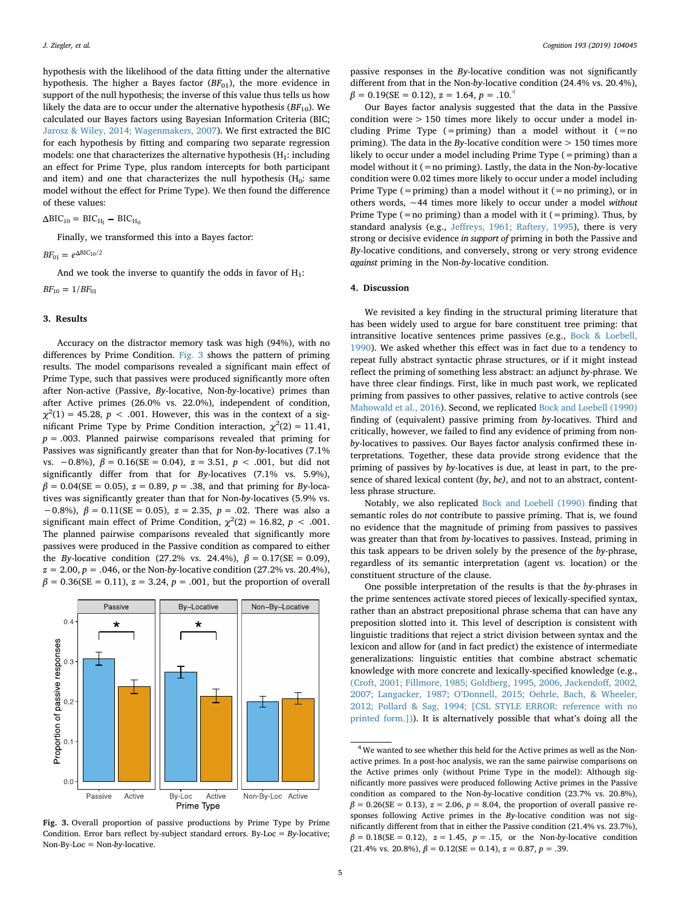hypothesis with the likelihood of the data fitting under the alternative hypothesis. The higher a Bayes factor ($BF_{01}$), the more evidence in support of the null hypothesis; the inverse of this value thus tells us how likely the data are to occur under the alternative hypothesis ($BF_{10}$). We calculated our Bayes factors using Bayesian Information Criteria (BIC; Jarosz & Wiley, 2014; Wagenmakers, 2007). We first extracted the BIC for each hypothesis by fitting and comparing two separate regression models: one that characterizes the alternative hypothesis ($H_1$: including an effect for Prime Type, plus random intercepts for both participant and item) and one that characterizes the null hypothesis ($H_0$: same model without the effect for Prime Type). We then found the difference of these values:

$$\Delta BIC_{10} = BIC_{H_1} - BIC_{H_0}$$

Finally, we transformed this into a Bayes factor:

$$BF_{01} = e^{\Delta BIC_{10}/2}$$

And we took the inverse to quantify the odds in favor of $H_1$:

$$BF_{10} = 1/BF_{01}$$

## 3. Results

Accuracy on the distractor memory task was high (94%), with no differences by Prime Condition. Fig. 3 shows the pattern of priming results. The model comparisons revealed a significant main effect of Prime Type, such that passives were produced significantly more often after Non-active (Passive, *By*-locative, Non-*by*-locative) primes than after Active primes (26.0% vs. 22.0%), independent of condition, $\chi^2(1) = 45.28$, $p < .001$. However, this was in the context of a significant Prime Type by Prime Condition interaction, $\chi^2(2) = 11.41$, $p = .003$. Planned pairwise comparisons revealed that priming for Passives was significantly greater than that for Non-*by*-locatives (7.1% vs. −0.8%), $\beta = 0.16(SE = 0.04)$, $z = 3.51$, $p < .001$, but did not significantly differ from that for *By*-locatives (7.1% vs. 5.9%), $\beta = 0.04(SE = 0.05)$, $z = 0.89$, $p = .38$, and that priming for *By*-locatives was significantly greater than that for Non-*by*-locatives (5.9% vs. −0.8%), $\beta = 0.11(SE = 0.05)$, $z = 2.35$, $p = .02$. There was also a significant main effect of Prime Condition, $\chi^2(2) = 16.82$, $p < .001$. The planned pairwise comparisons revealed that significantly more passives were produced in the Passive condition as compared to either the *By*-locative condition (27.2% vs. 24.4%), $\beta = 0.17(SE = 0.09)$, $z = 2.00$, $p = .046$, or the Non-*by*-locative condition (27.2% vs. 20.4%), $\beta = 0.36(SE = 0.11)$, $z = 3.24$, $p = .001$, but the proportion of overall passive responses in the *By*-locative condition was not significantly different from that in the Non-*by*-locative condition (24.4% vs. 20.4%), $\beta = 0.19(SE = 0.12)$, $z = 1.64$, $p = .10$.[4]

**Fig. 3.** Overall proportion of passive productions by Prime Type by Prime Condition. Error bars reflect by-subject standard errors. By-Loc = *By*-locative; Non-By-Loc = Non-*by*-locative.

Our Bayes factor analysis suggested that the data in the Passive condition were > 150 times more likely to occur under a model including Prime Type (= priming) than a model without it (= no priming). The data in the *By*-locative condition were > 150 times more likely to occur under a model including Prime Type (= priming) than a model without it (= no priming). Lastly, the data in the Non-*by*-locative condition were 0.02 times more likely to occur under a model including Prime Type (= priming) than a model without it (= no priming), or in others words, ~44 times more likely to occur under a model *without* Prime Type (= no priming) than a model with it (= priming). Thus, by standard analysis (e.g., Jeffreys, 1961; Raftery, 1995), there is very strong or decisive evidence *in support of* priming in both the Passive and *By*-locative conditions, and conversely, strong or very strong evidence *against* priming in the Non-*by*-locative condition.

## 4. Discussion

We revisited a key finding in the structural priming literature that has been widely used to argue for bare constituent tree priming: that intransitive locative sentences prime passives (e.g., Bock & Loebell, 1990). We asked whether this effect was in fact due to a tendency to repeat fully abstract syntactic phrase structures, or if it might instead reflect the priming of something less abstract: an adjunct *by*-phrase. We have three clear findings. First, like in much past work, we replicated priming from passives to other passives, relative to active controls (see Mahowald et al., 2016). Second, we replicated Bock and Loebell (1990) finding of (equivalent) passive priming from *by*-locatives. Third and critically, however, we failed to find any evidence of priming from non-*by*-locatives to passives. Our Bayes factor analysis confirmed these interpretations. Together, these data provide strong evidence that the priming of passives by *by*-locatives is due, at least in part, to the presence of shared lexical content (*by*, *be)*, and not to an abstract, content-less phrase structure.

Notably, we also replicated Bock and Loebell (1990) finding that semantic roles do *not* contribute to passive priming. That is, we found no evidence that the magnitude of priming from passives to passives was greater than that from *by*-locatives to passives. Instead, priming in this task appears to be driven solely by the presence of the *by*-phrase, regardless of its semantic interpretation (agent vs. location) or the constituent structure of the clause.

One possible interpretation of the results is that the *by*-phrases in the prime sentences activate stored pieces of lexically-specified syntax, rather than an abstract prepositional phrase schema that can have any preposition slotted into it. This level of description is consistent with linguistic traditions that reject a strict division between syntax and the lexicon and allow for (and in fact predict) the existence of intermediate generalizations: linguistic entities that combine abstract schematic knowledge with more concrete and lexically-specified knowledge (e.g., (Croft, 2001; Fillmore, 1985; Goldberg, 1995, 2006, Jackendoff, 2002, 2007; Langacker, 1987; O'Donnell, 2015; Oehrle, Bach, & Wheeler, 2012; Pollard & Sag, 1994; [CSL STYLE ERROR: reference with no printed form.])). It is alternatively possible that what's doing all the

[4] We wanted to see whether this held for the Active primes as well as the Non-active primes. In a post-hoc analysis, we ran the same pairwise comparisons on the Active primes only (without Prime Type in the model): Although significantly more passives were produced following Active primes in the Passive condition as compared to the Non-*by*-locative condition (23.7% vs. 20.8%), $\beta = 0.26(SE = 0.13)$, $z = 2.06$, $p = 8.04$, the proportion of overall passive responses following Active primes in the *By*-locative condition was not significantly different from that in either the Passive condition (21.4% vs. 23.7%), $\beta = 0.18(SE = 0.12)$, $z = 1.45$, $p = .15$, or the Non-*by*-locative condition (21.4% vs. 20.8%), $\beta = 0.12(SE = 0.14)$, $z = 0.87$, $p = .39$.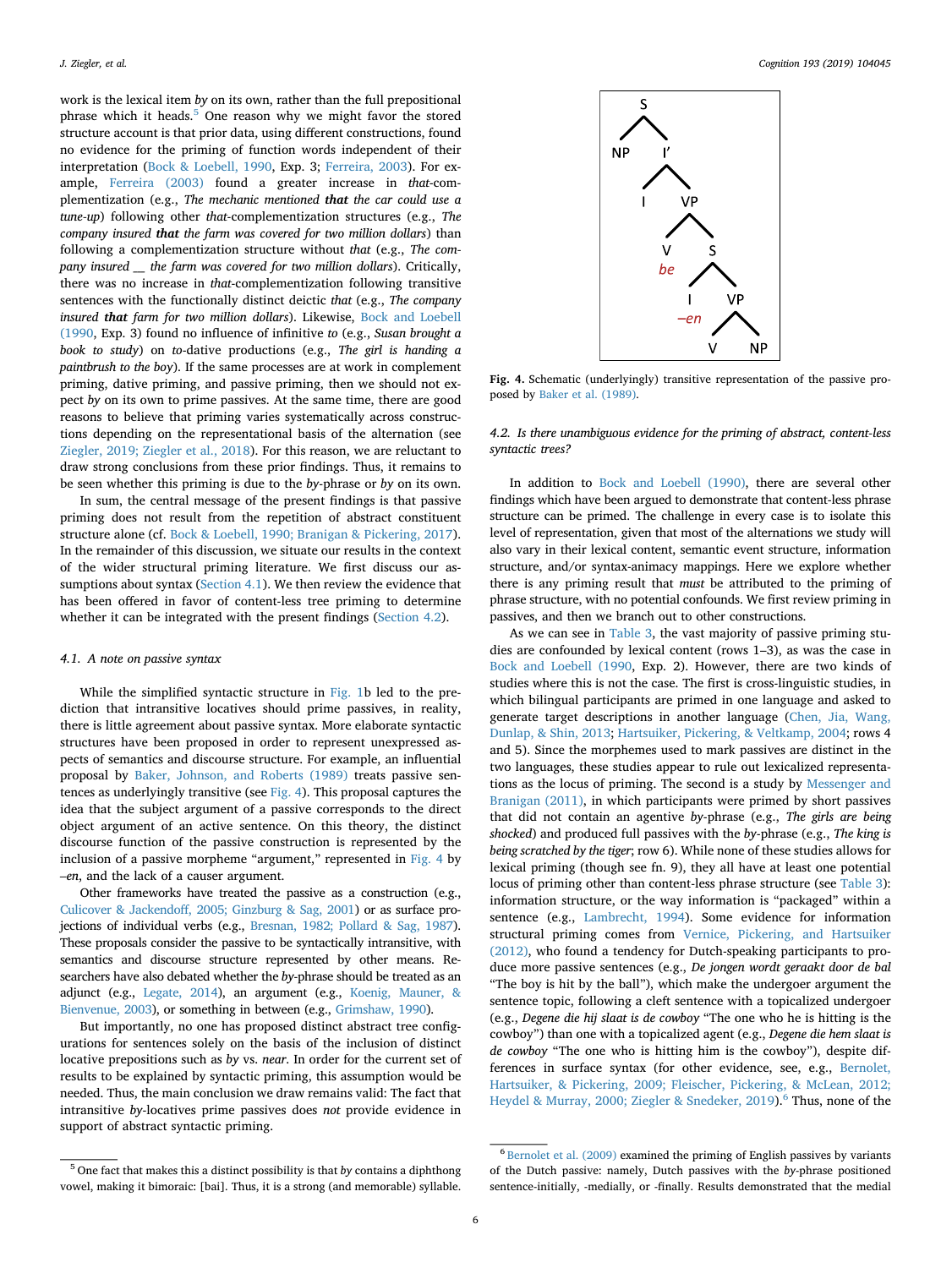work is the lexical item *by* on its own, rather than the full prepositional phrase which it heads.[5] One reason why we might favor the stored structure account is that prior data, using different constructions, found no evidence for the priming of function words independent of their interpretation (Bock & Loebell, 1990, Exp. 3; Ferreira, 2003). For example, Ferreira (2003) found a greater increase in *that*-complementization (e.g., *The mechanic mentioned* ***that*** *the car could use a tune-up*) following other *that*-complementization structures (e.g., *The company insured* ***that*** *the farm was covered for two million dollars*) than following a complementization structure without *that* (e.g., *The company insured __ the farm was covered for two million dollars*). Critically, there was no increase in *that*-complementization following transitive sentences with the functionally distinct deictic *that* (e.g., *The company insured* ***that*** *farm for two million dollars*). Likewise, Bock and Loebell (1990, Exp. 3) found no influence of infinitive *to* (e.g., *Susan brought a book to study*) on *to*-dative productions (e.g., *The girl is handing a paintbrush to the boy*). If the same processes are at work in complement priming, dative priming, and passive priming, then we should not expect *by* on its own to prime passives. At the same time, there are good reasons to believe that priming varies systematically across constructions depending on the representational basis of the alternation (see Ziegler, 2019; Ziegler et al., 2018). For this reason, we are reluctant to draw strong conclusions from these prior findings. Thus, it remains to be seen whether this priming is due to the *by*-phrase or *by* on its own.

In sum, the central message of the present findings is that passive priming does not result from the repetition of abstract constituent structure alone (cf. Bock & Loebell, 1990; Branigan & Pickering, 2017). In the remainder of this discussion, we situate our results in the context of the wider structural priming literature. We first discuss our assumptions about syntax (Section 4.1). We then review the evidence that has been offered in favor of content-less tree priming to determine whether it can be integrated with the present findings (Section 4.2).

### 4.1. A note on passive syntax

While the simplified syntactic structure in Fig. 1b led to the prediction that intransitive locatives should prime passives, in reality, there is little agreement about passive syntax. More elaborate syntactic structures have been proposed in order to represent unexpressed aspects of semantics and discourse structure. For example, an influential proposal by Baker, Johnson, and Roberts (1989) treats passive sentences as underlyingly transitive (see Fig. 4). This proposal captures the idea that the subject argument of a passive corresponds to the direct object argument of an active sentence. On this theory, the distinct discourse function of the passive construction is represented by the inclusion of a passive morpheme "argument," represented in Fig. 4 by *–en*, and the lack of a causer argument.

Other frameworks have treated the passive as a construction (e.g., Culicover & Jackendoff, 2005; Ginzburg & Sag, 2001) or as surface projections of individual verbs (e.g., Bresnan, 1982; Pollard & Sag, 1987). These proposals consider the passive to be syntactically intransitive, with semantics and discourse structure represented by other means. Researchers have also debated whether the *by*-phrase should be treated as an adjunct (e.g., Legate, 2014), an argument (e.g., Koenig, Mauner, & Bienvenue, 2003), or something in between (e.g., Grimshaw, 1990).

But importantly, no one has proposed distinct abstract tree configurations for sentences solely on the basis of the inclusion of distinct locative prepositions such as *by* vs. *near*. In order for the current set of results to be explained by syntactic priming, this assumption would be needed. Thus, the main conclusion we draw remains valid: The fact that intransitive *by*-locatives prime passives does *not* provide evidence in support of abstract syntactic priming.

**Fig. 4.** Schematic (underlyingly) transitive representation of the passive proposed by Baker et al. (1989).

### 4.2. Is there unambiguous evidence for the priming of abstract, content-less syntactic trees?

In addition to Bock and Loebell (1990), there are several other findings which have been argued to demonstrate that content-less phrase structure can be primed. The challenge in every case is to isolate this level of representation, given that most of the alternations we study will also vary in their lexical content, semantic event structure, information structure, and/or syntax-animacy mappings. Here we explore whether there is any priming result that *must* be attributed to the priming of phrase structure, with no potential confounds. We first review priming in passives, and then we branch out to other constructions.

As we can see in Table 3, the vast majority of passive priming studies are confounded by lexical content (rows 1–3), as was the case in Bock and Loebell (1990, Exp. 2). However, there are two kinds of studies where this is not the case. The first is cross-linguistic studies, in which bilingual participants are primed in one language and asked to generate target descriptions in another language (Chen, Jia, Wang, Dunlap, & Shin, 2013; Hartsuiker, Pickering, & Veltkamp, 2004; rows 4 and 5). Since the morphemes used to mark passives are distinct in the two languages, these studies appear to rule out lexicalized representations as the locus of priming. The second is a study by Messenger and Branigan (2011), in which participants were primed by short passives that did not contain an agentive *by*-phrase (e.g., *The girls are being shocked*) and produced full passives with the *by*-phrase (e.g., *The king is being scratched by the tiger*; row 6). While none of these studies allows for lexical priming (though see fn. 9), they all have at least one potential locus of priming other than content-less phrase structure (see Table 3): information structure, or the way information is "packaged" within a sentence (e.g., Lambrecht, 1994). Some evidence for information structural priming comes from Vernice, Pickering, and Hartsuiker (2012), who found a tendency for Dutch-speaking participants to produce more passive sentences (e.g., *De jongen wordt geraakt door de bal* "The boy is hit by the ball"), which make the undergoer argument the sentence topic, following a cleft sentence with a topicalized undergoer (e.g., *Degene die hij slaat is de cowboy* "The one who he is hitting is the cowboy") than one with a topicalized agent (e.g., *Degene die hem slaat is de cowboy* "The one who is hitting him is the cowboy"), despite differences in surface syntax (for other evidence, see, e.g., Bernolet, Hartsuiker, & Pickering, 2009; Fleischer, Pickering, & McLean, 2012; Heydel & Murray, 2000; Ziegler & Snedeker, 2019).[6] Thus, none of the

---

[5] One fact that makes this a distinct possibility is that *by* contains a diphthong vowel, making it bimoraic: [bai]. Thus, it is a strong (and memorable) syllable.

[6] Bernolet et al. (2009) examined the priming of English passives by variants of the Dutch passive: namely, Dutch passives with the *by*-phrase positioned sentence-initially, -medially, or -finally. Results demonstrated that the medial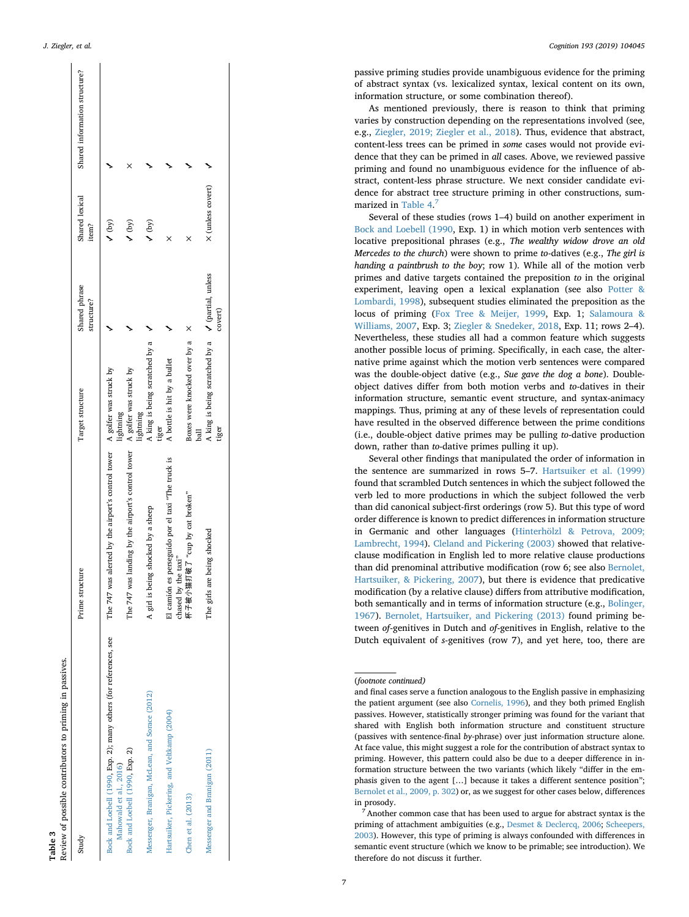**Table 3**
Review of possible contributors to priming in passives.

| Study | Prime structure | Target structure | Shared phrase structure? | Shared lexical item? | Shared information structure? |
|---|---|---|---|---|---|
| Bock and Loebell (1990, Exp. 2); many others (for references, see Mahowald et al., 2016) | The 747 was alerted by the airport's control tower | A golfer was struck by lightning | ✓ | ✓ (by) | ✓ |
| Bock and Loebell (1990, Exp. 2) | The 747 was landing by the airport's control tower | A golfer was struck by lightning | ✓ | ✓ (by) | × |
| Messenger, Branigan, McLean, and Sorace (2012) | A girl is being shocked by a sheep | A king is being scratched by a tiger | ✓ | ✓ (by) | ✓ |
| Hartsuiker, Pickering, and Veltkamp (2004) | El camión es perseguido por el taxi "The truck is chased by the taxi" | A bottle is hit by a bullet | ✓ | × | ✓ |
| Chen et al. (2013) | 杯子被小猫打破了 "cup by cat broken" | Boxes were knocked over by a ball | × | × | ✓ |
| Messenger and Branigan (2011) | The girls are being shocked | A king is being scratched by a tiger | ✓ (partial, unless covert) | × (unless covert) | ✓ |

passive priming studies provide unambiguous evidence for the priming of abstract syntax (vs. lexicalized syntax, lexical content on its own, information structure, or some combination thereof).

As mentioned previously, there is reason to think that priming varies by construction depending on the representations involved (see, e.g., Ziegler, 2019; Ziegler et al., 2018). Thus, evidence that abstract, content-less trees can be primed in *some* cases would not provide evidence that they can be primed in *all* cases. Above, we reviewed passive priming and found no unambiguous evidence for the influence of abstract, content-less phrase structure. We next consider candidate evidence for abstract tree structure priming in other constructions, summarized in Table 4.[7]

Several of these studies (rows 1–4) build on another experiment in Bock and Loebell (1990, Exp. 1) in which motion verb sentences with locative prepositional phrases (e.g., *The wealthy widow drove an old Mercedes to the church*) were shown to prime *to*-datives (e.g., *The girl is handing a paintbrush to the boy*; row 1). While all of the motion verb primes and dative targets contained the preposition *to* in the original experiment, leaving open a lexical explanation (see also Potter & Lombardi, 1998), subsequent studies eliminated the preposition as the locus of priming (Fox Tree & Meijer, 1999, Exp. 1; Salamoura & Williams, 2007, Exp. 3; Ziegler & Snedeker, 2018, Exp. 11; rows 2–4). Nevertheless, these studies all had a common feature which suggests another possible locus of priming. Specifically, in each case, the alternative prime against which the motion verb sentences were compared was the double-object dative (e.g., *Sue gave the dog a bone*). Double-object datives differ from both motion verbs and *to*-datives in their information structure, semantic event structure, and syntax-animacy mappings. Thus, priming at any of these levels of representation could have resulted in the observed difference between the prime conditions (i.e., double-object dative primes may be pulling *to*-dative production down, rather than *to*-dative primes pulling it up).

Several other findings that manipulated the order of information in the sentence are summarized in rows 5–7. Hartsuiker et al. (1999) found that scrambled Dutch sentences in which the subject followed the verb led to more productions in which the subject followed the verb than did canonical subject-first orderings (row 5). But this type of word order difference is known to predict differences in information structure in Germanic and other languages (Hinterhölzl & Petrova, 2009; Lambrecht, 1994). Cleland and Pickering (2003) showed that relative-clause modification in English led to more relative clause productions than did prenominal attributive modification (row 6; see also Bernolet, Hartsuiker, & Pickering, 2007), but there is evidence that predicative modification (by a relative clause) differs from attributive modification, both semantically and in terms of information structure (e.g., Bolinger, 1967). Bernolet, Hartsuiker, and Pickering (2013) found priming between *of*-genitives in Dutch and *of*-genitives in English, relative to the Dutch equivalent of *s*-genitives (row 7), and yet here, too, there are

(*footnote continued*)
and final cases serve a function analogous to the English passive in emphasizing the patient argument (see also Cornelis, 1996), and they both primed English passives. However, statistically stronger priming was found for the variant that shared with English both information structure and constituent structure (passives with sentence-final *by*-phrase) over just information structure alone. At face value, this might suggest a role for the contribution of abstract syntax to priming. However, this pattern could also be due to a deeper difference in information structure between the two variants (which likely "differ in the emphasis given to the agent […] because it takes a different sentence position"; Bernolet et al., 2009, p. 302) or, as we suggest for other cases below, differences in prosody.

[7] Another common case that has been used to argue for abstract syntax is the priming of attachment ambiguities (e.g., Desmet & Declercq, 2006; Scheepers, 2003). However, this type of priming is always confounded with differences in semantic event structure (which we know to be primable; see introduction). We therefore do not discuss it further.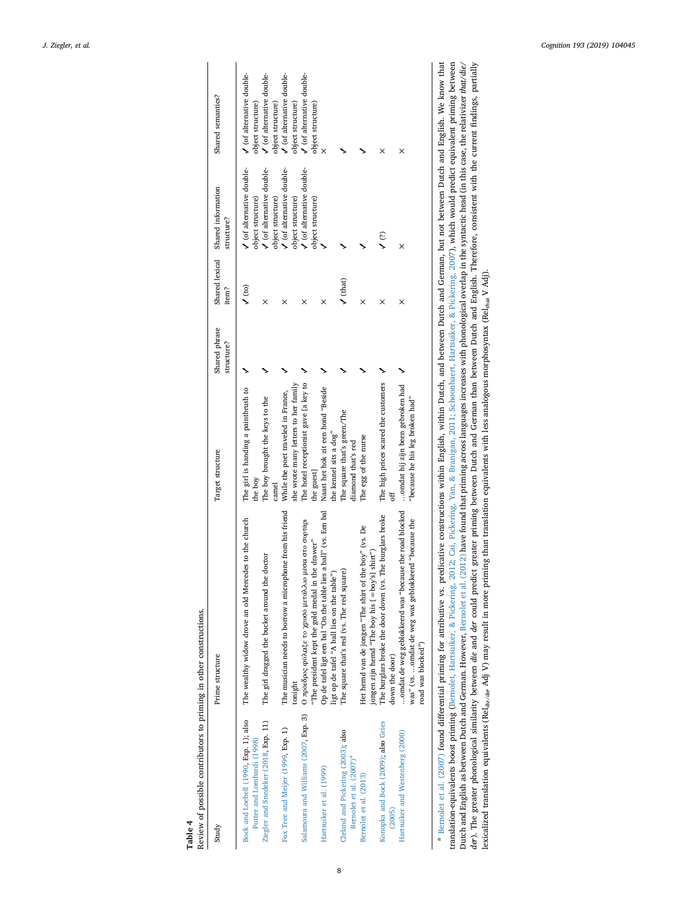**Table 4**
Review of possible contributors to priming in other constructions.

| Study | Prime structure | Target structure | Shared phrase structure? | Shared lexical item? | Shared information structure? | Shared semantics? |
|---|---|---|---|---|---|---|
| Bock and Loebell (1990, Exp. 1); also Potter and Lombardi (1998) | The wealthy widow drove an old Mercedes to the church | The girl is handing a paintbrush to the boy | ✓ | ✓ (to) | ✓ (of alternative double-object structure) | ✓ (of alternative double-object structure) |
| Ziegler and Snedeker (2018, Exp. 11) | The girl dragged the bucket around the doctor | The boy brought the keys to the camel | ✓ | × | ✓ (of alternative double-object structure) | ✓ (of alternative double-object structure) |
| Fox Tree and Meijer (1999, Exp. 1) | The musician needs to borrow a microphone from his friend tonight | While the poet traveled in France, she wrote many letters to her family | ✓ | × | ✓ (of alternative double-object structure) | ✓ (of alternative double-object structure) |
| Salamoura and Williams (2007, Exp. 3) | Ο πρόεδρος φύλαξε το χρυσό μετάλλιο μέσα στο συρτάρι "The president kept the gold medal in the drawer" | The hotel receptionist gave [a key to the guest] | ✓ | × | ✓ (of alternative double-object structure) | ✓ (of alternative double-object structure) |
| Hartsuiker et al. (1999) | Op de tafel ligt een bal "On the table lies a ball" (vs. Een bal ligt op de tafel "A ball lies on the table") | Naast het hok zit een hond "Beside the kennel sits a dog" | ✓ | × | ✓ | × |
| Cleland and Pickering (2003); also Bernolet et al. (2007)[a] | The square that's red (vs. The red square) | The square that's green/The diamond that's red | ✓ | ✓ (that) | ✓ | ✓ |
| Bernolet et al. (2013) | Het hemd van de jongen "The shirt of the boy" (vs. De jongen zijn hemd "The boy his [= boy's] shirt") | The egg of the nurse | ✓ | × | ✓ | ✓ |
| Konopka and Bock (2009); also Gries (2005) | The burglars broke the door down (vs. The burglars broke down the door) | The high prices scared the customers off | ✓ | × | ✓ (?) | × |
| Hartsuiker and Westenberg (2000) | …omdat de weg geblokkeerd was "because the road blocked was" (vs. …omdat de weg was geblokkeerd "because the road was blocked") | …omdat hij zijn been gebroken had "because he his leg broken had" | ✓ | × | × | × |

[a] Bernolet et al. (2007) found differential priming for attributive vs. predicative constructions within English, within Dutch, and between Dutch and German, but not between Dutch and English. We know that translation-equivalents boost priming (Bernolet, Hartsuiker, & Pickering, 2012; Cai, Pickering, Yan, & Branigan, 2011; Schoonbaert, Hartsuiker, & Pickering, 2007), which would predict equivalent priming between Dutch and English as between Dutch and German. However, Bernolet et al. (2012) have found that priming across languages increases with phonological overlap in the syntactic head (in this case, the relativizer *that/die/der*). The greater phonological similarity between *die* and *der* could predict greater priming between Dutch and German than between Dutch and English. Therefore, consistent with the current findings, partially lexicalized translation equivalents ($Rel_{die/der}$ Adj V) may result in more priming than translation equivalents with less analogous morphosyntax ($Rel_{that}$ V Adj).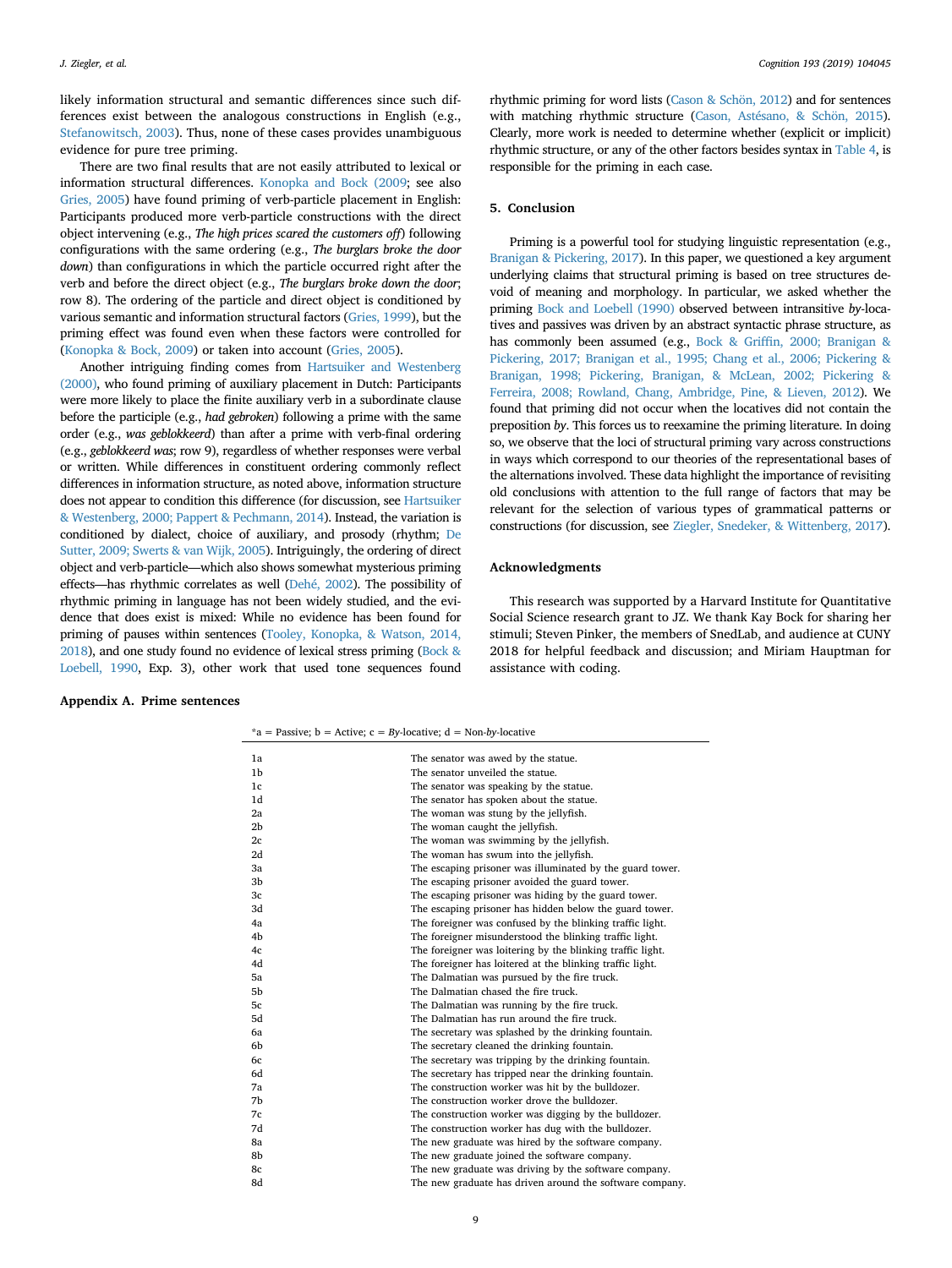likely information structural and semantic differences since such differences exist between the analogous constructions in English (e.g., Stefanowitsch, 2003). Thus, none of these cases provides unambiguous evidence for pure tree priming.

There are two final results that are not easily attributed to lexical or information structural differences. Konopka and Bock (2009; see also Gries, 2005) have found priming of verb-particle placement in English: Participants produced more verb-particle constructions with the direct object intervening (e.g., *The high prices scared the customers off*) following configurations with the same ordering (e.g., *The burglars broke the door down*) than configurations in which the particle occurred right after the verb and before the direct object (e.g., *The burglars broke down the door*; row 8). The ordering of the particle and direct object is conditioned by various semantic and information structural factors (Gries, 1999), but the priming effect was found even when these factors were controlled for (Konopka & Bock, 2009) or taken into account (Gries, 2005).

Another intriguing finding comes from Hartsuiker and Westenberg (2000), who found priming of auxiliary placement in Dutch: Participants were more likely to place the finite auxiliary verb in a subordinate clause before the participle (e.g., *had gebroken*) following a prime with the same order (e.g., *was geblokkeerd*) than after a prime with verb-final ordering (e.g., *geblokkeerd was*; row 9), regardless of whether responses were verbal or written. While differences in constituent ordering commonly reflect differences in information structure, as noted above, information structure does not appear to condition this difference (for discussion, see Hartsuiker & Westenberg, 2000; Pappert & Pechmann, 2014). Instead, the variation is conditioned by dialect, choice of auxiliary, and prosody (rhythm; De Sutter, 2009; Swerts & van Wijk, 2005). Intriguingly, the ordering of direct object and verb-particle—which also shows somewhat mysterious priming effects—has rhythmic correlates as well (Dehé, 2002). The possibility of rhythmic priming in language has not been widely studied, and the evidence that does exist is mixed: While no evidence has been found for priming of pauses within sentences (Tooley, Konopka, & Watson, 2014, 2018), and one study found no evidence of lexical stress priming (Bock & Loebell, 1990, Exp. 3), other work that used tone sequences found rhythmic priming for word lists (Cason & Schön, 2012) and for sentences with matching rhythmic structure (Cason, Astésano, & Schön, 2015). Clearly, more work is needed to determine whether (explicit or implicit) rhythmic structure, or any of the other factors besides syntax in Table 4, is responsible for the priming in each case.

## 5. Conclusion

Priming is a powerful tool for studying linguistic representation (e.g., Branigan & Pickering, 2017). In this paper, we questioned a key argument underlying claims that structural priming is based on tree structures devoid of meaning and morphology. In particular, we asked whether the priming Bock and Loebell (1990) observed between intransitive *by*-locatives and passives was driven by an abstract syntactic phrase structure, as has commonly been assumed (e.g., Bock & Griffin, 2000; Branigan & Pickering, 2017; Branigan et al., 1995; Chang et al., 2006; Pickering & Branigan, 1998; Pickering, Branigan, & McLean, 2002; Pickering & Ferreira, 2008; Rowland, Chang, Ambridge, Pine, & Lieven, 2012). We found that priming did not occur when the locatives did not contain the preposition *by*. This forces us to reexamine the priming literature. In doing so, we observe that the loci of structural priming vary across constructions in ways which correspond to our theories of the representational bases of the alternations involved. These data highlight the importance of revisiting old conclusions with attention to the full range of factors that may be relevant for the selection of various types of grammatical patterns or constructions (for discussion, see Ziegler, Snedeker, & Wittenberg, 2017).

## Acknowledgments

This research was supported by a Harvard Institute for Quantitative Social Science research grant to JZ. We thank Kay Bock for sharing her stimuli; Steven Pinker, the members of SnedLab, and audience at CUNY 2018 for helpful feedback and discussion; and Miriam Hauptman for assistance with coding.

## Appendix A. Prime sentences

*a = Passive; b = Active; c = *By*-locative; d = Non-*by*-locative

| | |
|---|---|
| 1a | The senator was awed by the statue. |
| 1b | The senator unveiled the statue. |
| 1c | The senator was speaking by the statue. |
| 1d | The senator has spoken about the statue. |
| 2a | The woman was stung by the jellyfish. |
| 2b | The woman caught the jellyfish. |
| 2c | The woman was swimming by the jellyfish. |
| 2d | The woman has swum into the jellyfish. |
| 3a | The escaping prisoner was illuminated by the guard tower. |
| 3b | The escaping prisoner avoided the guard tower. |
| 3c | The escaping prisoner was hiding by the guard tower. |
| 3d | The escaping prisoner has hidden below the guard tower. |
| 4a | The foreigner was confused by the blinking traffic light. |
| 4b | The foreigner misunderstood the blinking traffic light. |
| 4c | The foreigner was loitering by the blinking traffic light. |
| 4d | The foreigner has loitered at the blinking traffic light. |
| 5a | The Dalmatian was pursued by the fire truck. |
| 5b | The Dalmatian chased the fire truck. |
| 5c | The Dalmatian was running by the fire truck. |
| 5d | The Dalmatian has run around the fire truck. |
| 6a | The secretary was splashed by the drinking fountain. |
| 6b | The secretary cleaned the drinking fountain. |
| 6c | The secretary was tripping by the drinking fountain. |
| 6d | The secretary has tripped near the drinking fountain. |
| 7a | The construction worker was hit by the bulldozer. |
| 7b | The construction worker drove the bulldozer. |
| 7c | The construction worker was digging by the bulldozer. |
| 7d | The construction worker has dug with the bulldozer. |
| 8a | The new graduate was hired by the software company. |
| 8b | The new graduate joined the software company. |
| 8c | The new graduate was driving by the software company. |
| 8d | The new graduate has driven around the software company. |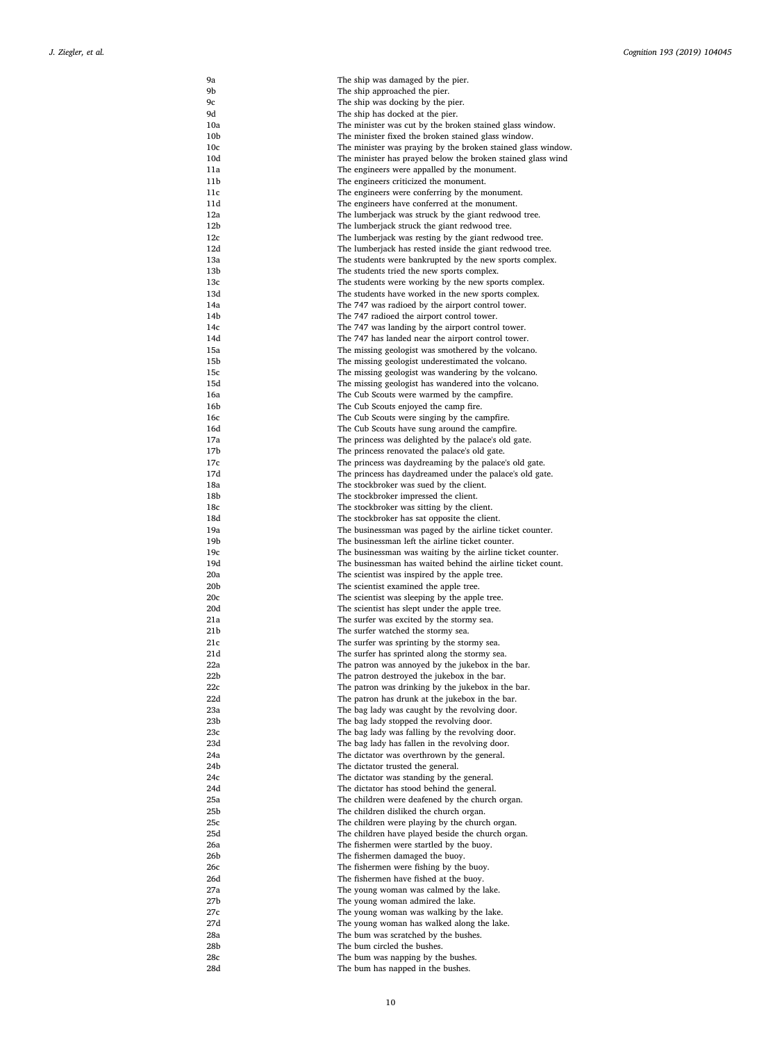| | |
|---|---|
| 9a | The ship was damaged by the pier. |
| 9b | The ship approached the pier. |
| 9c | The ship was docking by the pier. |
| 9d | The ship has docked at the pier. |
| 10a | The minister was cut by the broken stained glass window. |
| 10b | The minister fixed the broken stained glass window. |
| 10c | The minister was praying by the broken stained glass window. |
| 10d | The minister has prayed below the broken stained glass wind |
| 11a | The engineers were appalled by the monument. |
| 11b | The engineers criticized the monument. |
| 11c | The engineers were conferring by the monument. |
| 11d | The engineers have conferred at the monument. |
| 12a | The lumberjack was struck by the giant redwood tree. |
| 12b | The lumberjack struck the giant redwood tree. |
| 12c | The lumberjack was resting by the giant redwood tree. |
| 12d | The lumberjack has rested inside the giant redwood tree. |
| 13a | The students were bankrupted by the new sports complex. |
| 13b | The students tried the new sports complex. |
| 13c | The students were working by the new sports complex. |
| 13d | The students have worked in the new sports complex. |
| 14a | The 747 was radioed by the airport control tower. |
| 14b | The 747 radioed the airport control tower. |
| 14c | The 747 was landing by the airport control tower. |
| 14d | The 747 has landed near the airport control tower. |
| 15a | The missing geologist was smothered by the volcano. |
| 15b | The missing geologist underestimated the volcano. |
| 15c | The missing geologist was wandering by the volcano. |
| 15d | The missing geologist has wandered into the volcano. |
| 16a | The Cub Scouts were warmed by the campfire. |
| 16b | The Cub Scouts enjoyed the camp fire. |
| 16c | The Cub Scouts were singing by the campfire. |
| 16d | The Cub Scouts have sung around the campfire. |
| 17a | The princess was delighted by the palace's old gate. |
| 17b | The princess renovated the palace's old gate. |
| 17c | The princess was daydreaming by the palace's old gate. |
| 17d | The princess has daydreamed under the palace's old gate. |
| 18a | The stockbroker was sued by the client. |
| 18b | The stockbroker impressed the client. |
| 18c | The stockbroker was sitting by the client. |
| 18d | The stockbroker has sat opposite the client. |
| 19a | The businessman was paged by the airline ticket counter. |
| 19b | The businessman left the airline ticket counter. |
| 19c | The businessman was waiting by the airline ticket counter. |
| 19d | The businessman has waited behind the airline ticket count. |
| 20a | The scientist was inspired by the apple tree. |
| 20b | The scientist examined the apple tree. |
| 20c | The scientist was sleeping by the apple tree. |
| 20d | The scientist has slept under the apple tree. |
| 21a | The surfer was excited by the stormy sea. |
| 21b | The surfer watched the stormy sea. |
| 21c | The surfer was sprinting by the stormy sea. |
| 21d | The surfer has sprinted along the stormy sea. |
| 22a | The patron was annoyed by the jukebox in the bar. |
| 22b | The patron destroyed the jukebox in the bar. |
| 22c | The patron was drinking by the jukebox in the bar. |
| 22d | The patron has drunk at the jukebox in the bar. |
| 23a | The bag lady was caught by the revolving door. |
| 23b | The bag lady stopped the revolving door. |
| 23c | The bag lady was falling by the revolving door. |
| 23d | The bag lady has fallen in the revolving door. |
| 24a | The dictator was overthrown by the general. |
| 24b | The dictator trusted the general. |
| 24c | The dictator was standing by the general. |
| 24d | The dictator has stood behind the general. |
| 25a | The children were deafened by the church organ. |
| 25b | The children disliked the church organ. |
| 25c | The children were playing by the church organ. |
| 25d | The children have played beside the church organ. |
| 26a | The fishermen were startled by the buoy. |
| 26b | The fishermen damaged the buoy. |
| 26c | The fishermen were fishing by the buoy. |
| 26d | The fishermen have fished at the buoy. |
| 27a | The young woman was calmed by the lake. |
| 27b | The young woman admired the lake. |
| 27c | The young woman was walking by the lake. |
| 27d | The young woman has walked along the lake. |
| 28a | The bum was scratched by the bushes. |
| 28b | The bum circled the bushes. |
| 28c | The bum was napping by the bushes. |
| 28d | The bum has napped in the bushes. |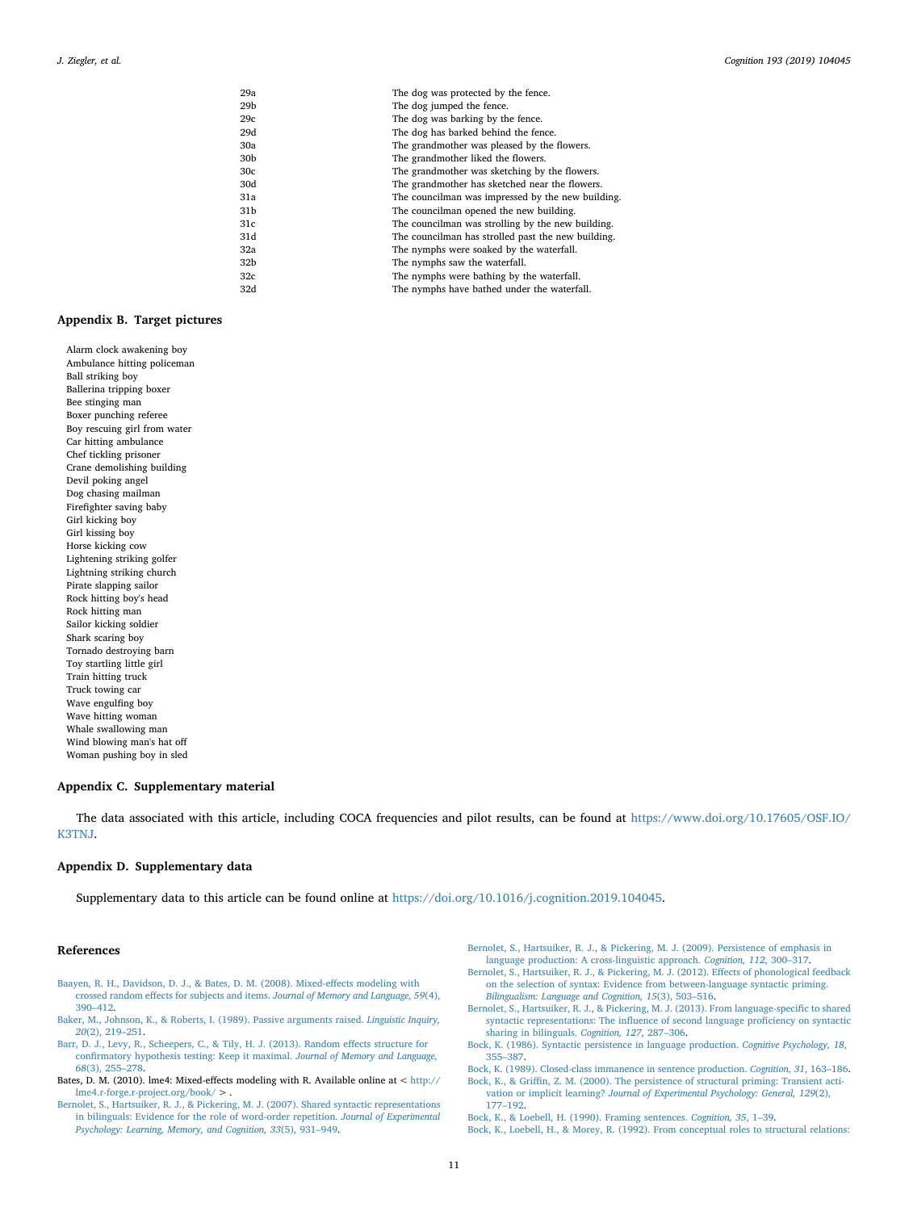| | |
|---|---|
| 29a | The dog was protected by the fence. |
| 29b | The dog jumped the fence. |
| 29c | The dog was barking by the fence. |
| 29d | The dog has barked behind the fence. |
| 30a | The grandmother was pleased by the flowers. |
| 30b | The grandmother liked the flowers. |
| 30c | The grandmother was sketching by the flowers. |
| 30d | The grandmother has sketched near the flowers. |
| 31a | The councilman was impressed by the new building. |
| 31b | The councilman opened the new building. |
| 31c | The councilman was strolling by the new building. |
| 31d | The councilman has strolled past the new building. |
| 32a | The nymphs were soaked by the waterfall. |
| 32b | The nymphs saw the waterfall. |
| 32c | The nymphs were bathing by the waterfall. |
| 32d | The nymphs have bathed under the waterfall. |

## Appendix B. Target pictures

Alarm clock awakening boy
Ambulance hitting policeman
Ball striking boy
Ballerina tripping boxer
Bee stinging man
Boxer punching referee
Boy rescuing girl from water
Car hitting ambulance
Chef tickling prisoner
Crane demolishing building
Devil poking angel
Dog chasing mailman
Firefighter saving baby
Girl kicking boy
Girl kissing boy
Horse kicking cow
Lightening striking golfer
Lightning striking church
Pirate slapping sailor
Rock hitting boy's head
Rock hitting man
Sailor kicking soldier
Shark scaring boy
Tornado destroying barn
Toy startling little girl
Train hitting truck
Truck towing car
Wave engulfing boy
Wave hitting woman
Whale swallowing man
Wind blowing man's hat off
Woman pushing boy in sled

## Appendix C. Supplementary material

The data associated with this article, including COCA frequencies and pilot results, can be found at https://www.doi.org/10.17605/OSF.IO/K3TNJ.

## Appendix D. Supplementary data

Supplementary data to this article can be found online at https://doi.org/10.1016/j.cognition.2019.104045.

## References

Baayen, R. H., Davidson, D. J., & Bates, D. M. (2008). Mixed-effects modeling with crossed random effects for subjects and items. *Journal of Memory and Language, 59*(4), 390–412.

Baker, M., Johnson, K., & Roberts, I. (1989). Passive arguments raised. *Linguistic Inquiry, 20*(2), 219–251.

Barr, D. J., Levy, R., Scheepers, C., & Tily, H. J. (2013). Random effects structure for confirmatory hypothesis testing: Keep it maximal. *Journal of Memory and Language, 68*(3), 255–278.

Bates, D. M. (2010). lme4: Mixed-effects modeling with R. Available online at < http://lme4.r-forge.r-project.org/book/ > .

Bernolet, S., Hartsuiker, R. J., & Pickering, M. J. (2007). Shared syntactic representations in bilinguals: Evidence for the role of word-order repetition. *Journal of Experimental Psychology: Learning, Memory, and Cognition, 33*(5), 931–949.

Bernolet, S., Hartsuiker, R. J., & Pickering, M. J. (2009). Persistence of emphasis in language production: A cross-linguistic approach. *Cognition, 112*, 300–317.

Bernolet, S., Hartsuiker, R. J., & Pickering, M. J. (2012). Effects of phonological feedback on the selection of syntax: Evidence from between-language syntactic priming. *Bilingualism: Language and Cognition, 15*(3), 503–516.

Bernolet, S., Hartsuiker, R. J., & Pickering, M. J. (2013). From language-specific to shared syntactic representations: The influence of second language proficiency on syntactic sharing in bilinguals. *Cognition, 127*, 287–306.

Bock, K. (1986). Syntactic persistence in language production. *Cognitive Psychology, 18*, 355–387.

Bock, K. (1989). Closed-class immanence in sentence production. *Cognition, 31*, 163–186.

Bock, K., & Griffin, Z. M. (2000). The persistence of structural priming: Transient activation or implicit learning? *Journal of Experimental Psychology: General, 129*(2), 177–192.

Bock, K., & Loebell, H. (1990). Framing sentences. *Cognition, 35*, 1–39.

Bock, K., Loebell, H., & Morey, R. (1992). From conceptual roles to structural relations: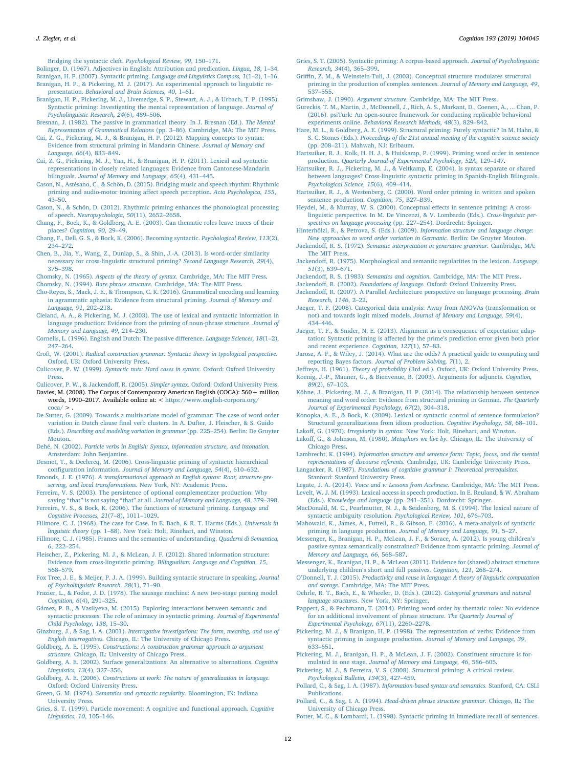Bridging the syntactic cleft. *Psychological Review, 99*, 150–171.

Bolinger, D. (1967). Adjectives in English: Attribution and predication. *Lingua, 18*, 1–34.

Branigan, H. P. (2007). Syntactic priming. *Language and Linguistics Compass, 1*(1–2), 1–16.

Branigan, H. P., & Pickering, M. J. (2017). An experimental approach to linguistic representation. *Behavioral and Brain Sciences, 40*, 1–61.

Branigan, H. P., Pickering, M. J., Liversedge, S. P., Stewart, A. J., & Urbach, T. P. (1995). Syntactic priming: Investigating the mental representation of language. *Journal of Psycholinguistic Research, 24*(6), 489–506.

Bresnan, J. (1982). The passive in grammatical theory. In J. Bresnan (Ed.). *The Mental Representation of Grammatical Relations* (pp. 3–86). Cambridge, MA: The MIT Press.

Cai, Z. G., Pickering, M. J., & Branigan, H. P. (2012). Mapping concepts to syntax: Evidence from structural priming in Mandarin Chinese. *Journal of Memory and Language, 66*(4), 833–849.

Cai, Z. G., Pickering, M. J., Yan, H., & Branigan, H. P. (2011). Lexical and syntactic representations in closely related languages: Evidence from Cantonese-Mandarin bilinguals. *Journal of Memory and Language, 65*(4), 431–445.

Cason, N., Astésano, C., & Schön, D. (2015). Bridging music and speech rhythm: Rhythmic priming and audio-motor training affect speech perception. *Acta Psychologica, 155*, 43–50.

Cason, N., & Schön, D. (2012). Rhythmic priming enhances the phonological processing of speech. *Neuropsychologia, 50*(11), 2652–2658.

Chang, F., Bock, K., & Goldberg, A. E. (2003). Can thematic roles leave traces of their places? *Cognition, 90*, 29–49.

Chang, F., Dell, G. S., & Bock, K. (2006). Becoming syntactic. *Psychological Review, 113*(2), 234–272.

Chen, B., Jia, Y., Wang, Z., Dunlap, S., & Shin, J.-A. (2013). Is word-order similarity necessary for cross-linguistic structural priming? *Second Language Research, 29*(4), 375–398.

Chomsky, N. (1965). *Aspects of the theory of syntax.* Cambridge, MA: The MIT Press.

Chomsky, N. (1994). *Bare phrase structure.* Cambridge, MA: The MIT Press.

Cho-Reyes, S., Mack, J. E., & Thompson, C. K. (2016). Grammatical encoding and learning in agrammatic aphasia: Evidence from structural priming. *Journal of Memory and Language, 91*, 202–218.

Cleland, A. A., & Pickering, M. J. (2003). The use of lexical and syntactic information in language production: Evidence from the priming of noun-phrase structure. *Journal of Memory and Language, 49*, 214–230.

Cornelis, L. (1996). English and Dutch: The passive difference. *Language Sciences, 18*(1–2), 247–264.

Croft, W. (2001). *Radical construction grammar: Syntactic theory in typological perspective.* Oxford, UK: Oxford University Press.

Culicover, P. W. (1999). *Syntactic nuts: Hard cases in syntax.* Oxford: Oxford University Press.

Culicover, P. W., & Jackendoff, R. (2005). *Simpler syntax.* Oxford: Oxford University Press.

Davies, M. (2008). The Corpus of Contemporary American English (COCA): 560+ million words, 1990–2017. Available online at: < https://www.english-corpora.org/coca/ > .

De Sutter, G. (2009). Towards a multivariate model of grammar: The case of word order variation in Dutch clause final verb clusters. In A. Dufter, J. Fleischer, & S. Guido (Eds.). *Describing and modeling variation in grammar* (pp. 225–254). Berlin: De Gruyter Mouton.

Dehé, N. (2002). *Particle verbs in English: Syntax, information structure, and intonation.* Amsterdam: John Benjamins.

Desmet, T., & Declercq, M. (2006). Cross-linguistic priming of syntactic hierarchical configuration information. *Journal of Memory and Language, 54*(4), 610–632.

Emonds, J. E. (1976). *A transformational approach to English syntax: Root, structure-preserving, and local transformations.* New York, NY: Academic Press.

Ferreira, V. S. (2003). The persistence of optional complementizer production: Why saying "that" is not saying "that" at all. *Journal of Memory and Language, 48*, 379–398.

Ferreira, V. S., & Bock, K. (2006). The functions of structural priming. *Language and Cognitive Processes, 21*(7–8), 1011–1029.

Fillmore, C. J. (1968). The case for Case. In E. Bach, & R. T. Harms (Eds.). *Universals in linguistic theory* (pp. 1–88). New York: Holt, Rinehart, and Winston.

Fillmore, C. J. (1985). Frames and the semantics of understanding. *Quaderni di Semantica, 6*, 222–254.

Fleischer, Z., Pickering, M. J., & McLean, J. F. (2012). Shared information structure: Evidence from cross-linguistic priming. *Bilingualism: Language and Cognition, 15*, 568–579.

Fox Tree, J. E., & Meijer, P. J. A. (1999). Building syntactic structure in speaking. *Journal of Psycholinguistic Research, 28*(1), 71–90.

Frazier, L., & Fodor, J. D. (1978). The sausage machine: A new two-stage parsing model. *Cognition, 6*(4), 291–325.

Gámez, P. B., & Vasilyeva, M. (2015). Exploring interactions between semantic and syntactic processes: The role of animacy in syntactic priming. *Journal of Experimental Child Psychology, 138*, 15–30.

Ginzburg, J., & Sag, I. A. (2001). *Interrogative investigations: The form, meaning, and use of English interrogatives.* Chicago, IL: The University of Chicago Press.

Goldberg, A. E. (1995). *Constructions: A construction grammar approach to argument structure.* Chicago, IL: University of Chicago Press.

Goldberg, A. E. (2002). Surface generalizations: An alternative to alternations. *Cognitive Linguistics, 13*(4), 327–356.

Goldberg, A. E. (2006). *Constructions at work: The nature of generalization in language.* Oxford: Oxford University Press.

Green, G. M. (1974). *Semantics and syntactic regularity.* Bloomington, IN: Indiana University Press.

Gries, S. T. (1999). Particle movement: A cognitive and functional approach. *Cognitive Linguistics, 10*, 105–146.

Gries, S. T. (2005). Syntactic priming: A corpus-based approach. *Journal of Psycholinguistic Research, 34*(4), 365–399.

Griffin, Z. M., & Weinstein-Tull, J. (2003). Conceptual structure modulates structural priming in the production of complex sentences. *Journal of Memory and Language, 49*, 537–555.

Grimshaw, J. (1990). *Argument structure.* Cambridge, MA: The MIT Press.

Gureckis, T. M., Martin, J., McDonnell, J., Rich, A. S., Markant, D., Coenen, A., ... Chan, P. (2016). psiTurk: An open-source framework for conducting replicable behavioral experiments online. *Behavioral Research Methods, 48*(3), 829–842.

Hare, M. L., & Goldberg, A. E. (1999). Structural priming: Purely syntactic? In M. Hahn, & S. C. Stones (Eds.). *Proceedings of the 21st annual meeting of the cognitive science society* (pp. 208–211). Mahwah, NJ: Erlbaum.

Hartsuiker, R. J., Kolk, H. H. J., & Huiskamp, P. (1999). Priming word order in sentence production. *Quarterly Journal of Experimental Psychology, 52A*, 129–147.

Hartsuiker, R. J., Pickering, M. J., & Veltkamp, E. (2004). Is syntax separate or shared between languages? Cross-linguistic syntactic priming in Spanish-English Bilinguals. *Psychological Science, 15*(6), 409–414.

Hartsuiker, R. J., & Westenberg, C. (2000). Word order priming in written and spoken sentence production. *Cognition, 75*, B27–B39.

Heydel, M., & Murray, W. S. (2000). Conceptual effects in sentence priming: A cross-linguistic perspective. In M. De Vincenzi, & V. Lombardo (Eds.). *Cross-linguistic perspectives on language processing* (pp. 227–254). Dordrecht: Springer.

Hinterhölzl, R., & Petrova, S. (Eds.). (2009). *Information structure and language change: New approaches to word order variation in Germanic.* Berlin: De Gruyter Mouton.

Jackendoff, R. S. (1972). *Semantic interpretation in generative grammar.* Cambridge, MA: The MIT Press.

Jackendoff, R. (1975). Morphological and semantic regularities in the lexicon. *Language, 51*(3), 639–671.

Jackendoff, R. S. (1983). *Semantics and cognition.* Cambridge, MA: The MIT Press.

Jackendoff, R. (2002). *Foundations of language.* Oxford: Oxford University Press.

Jackendoff, R. (2007). A Parallel Architecture perspective on language processing. *Brain Research, 1146*, 2–22.

Jaeger, T. F. (2008). Categorical data analysis: Away from ANOVAs (transformation or not) and towards logit mixed models. *Journal of Memory and Language, 59*(4), 434–446.

Jaeger, T. F., & Snider, N. E. (2013). Alignment as a consequence of expectation adaptation: Syntactic priming is affected by the prime's prediction error given both prior and recent experience. *Cognition, 127*(1), 57–83.

Jarosz, A. F., & Wiley, J. (2014). What are the odds? A practical guide to computing and reporting Bayes factors. *Journal of Problem Solving, 7*(1), 2.

Jeffreys, H. (1961). *Theory of probability* (3rd ed.). Oxford, UK: Oxford University Press.

Koenig, J.-P., Mauner, G., & Bienvenue, B. (2003). Arguments for adjuncts. *Cognition, 89*(2), 67–103.

Köhne, J., Pickering, M. J., & Branigan, H. P. (2014). The relationship between sentence meaning and word order: Evidence from structural priming in German. *The Quarterly Journal of Experimental Psychology, 67*(2), 304–318.

Konopka, A. E., & Bock, K. (2009). Lexical or syntactic control of sentence formulation? Structural generalizations from idiom production. *Cognitive Psychology, 58*, 68–101.

Lakoff, G. (1970). *Irregularity in syntax.* New York: Holt, Rinehart, and Winston.

Lakoff, G., & Johnson, M. (1980). *Metaphors we live by.* Chicago, IL: The University of Chicago Press.

Lambrecht, K. (1994). *Information structure and sentence form: Topic, focus, and the mental representations of discourse referents.* Cambridge, UK: Cambridge University Press.

Langacker, R. (1987). *Foundations of cognitive grammar I: Theoretical prerequisites.* Stanford: Stanford University Press.

Legate, J. A. (2014). *Voice and v: Lessons from Acehnese.* Cambridge, MA: The MIT Press.

Levelt, W. J. M. (1993). Lexical access in speech production. In E. Reuland, & W. Abraham (Eds.). *Knowledge and language* (pp. 241–251). Dordrecht: Springer.

MacDonald, M. C., Pearlmutter, N. J., & Seidenberg, M. S. (1994). The lexical nature of syntactic ambiguity resolution. *Psychological Review, 101*, 676–703.

Mahowald, K., James, A., Futrell, R., & Gibson, E. (2016). A meta-analysis of syntactic priming in language production. *Journal of Memory and Language, 91*, 5–27.

Messenger, K., Branigan, H. P., McLean, J. F., & Sorace, A. (2012). Is young children's passive syntax semantically constrained? Evidence from syntactic priming. *Journal of Memory and Language, 66*, 568–587.

Messenger, K., Branigan, H. P., & McLean (2011). Evidence for (shared) abstract structure underlying children's short and full passives. *Cognition, 121*, 268–274.

O'Donnell, T. J. (2015). *Productivity and reuse in language: A theory of linguistic computation and storage.* Cambridge, MA: The MIT Press.

Oehrle, R. T., Bach, E., & Wheeler, D. (Eds.). (2012). *Categorial grammars and natural language structures*. New York, NY: Springer.

Pappert, S., & Pechmann, T. (2014). Priming word order by thematic roles: No evidence for an additional involvement of phrase structure. *The Quarterly Journal of Experimental Psychology, 67*(11), 2260–2278.

Pickering, M. J., & Branigan, H. P. (1998). The representation of verbs: Evidence from syntactic priming in language production. *Journal of Memory and Language, 39*, 633–651.

Pickering, M. J., Branigan, H. P., & McLean, J. F. (2002). Constituent structure is formulated in one stage. *Journal of Memory and Language, 46*, 586–605.

Pickering, M. J., & Ferreira, V. S. (2008). Structural priming: A critical review. *Psychological Bulletin, 134*(3), 427–459.

Pollard, C., & Sag, I. A. (1987). *Information-based syntax and semantics.* Stanford, CA: CSLI Publications.

Pollard, C., & Sag, I. A. (1994). *Head-driven phrase structure grammar.* Chicago, IL: The University of Chicago Press.

Potter, M. C., & Lombardi, L. (1998). Syntactic priming in immediate recall of sentences.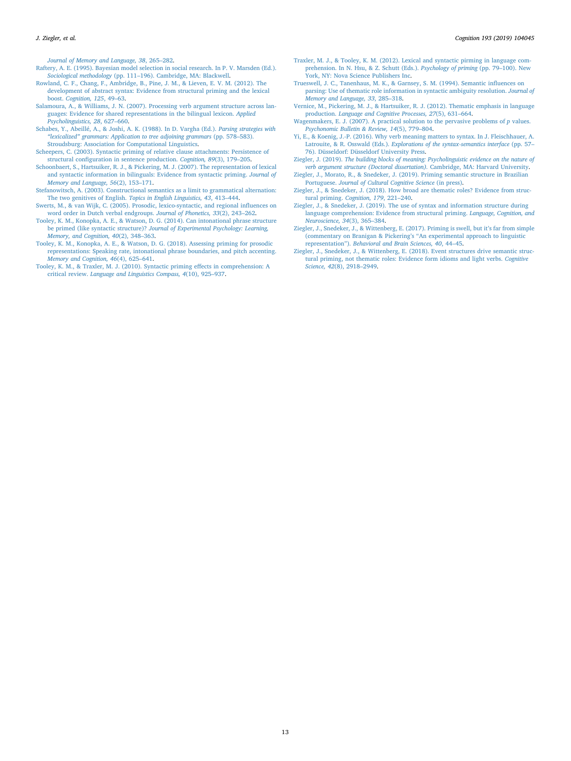*Journal of Memory and Language, 38*, 265–282.

Raftery, A. E. (1995). Bayesian model selection in social research. In P. V. Marsden (Ed.). *Sociological methodology* (pp. 111–196). Cambridge, MA: Blackwell.

Rowland, C. F., Chang, F., Ambridge, B., Pine, J. M., & Lieven, E. V. M. (2012). The development of abstract syntax: Evidence from structural priming and the lexical boost. *Cognition, 125*, 49–63.

Salamoura, A., & Williams, J. N. (2007). Processing verb argument structure across languages: Evidence for shared representations in the bilingual lexicon. *Applied Psycholinguistics, 28*, 627–660.

Schabes, Y., Abeillé, A., & Joshi, A. K. (1988). In D. Vargha (Ed.). *Parsing strategies with "lexicalized" grammars: Application to tree adjoining grammars* (pp. 578–583). Stroudsburg: Association for Computational Linguistics.

Scheepers, C. (2003). Syntactic priming of relative clause attachments: Persistence of structural configuration in sentence production. *Cognition, 89*(3), 179–205.

Schoonbaert, S., Hartsuiker, R. J., & Pickering, M. J. (2007). The representation of lexical and syntactic information in bilinguals: Evidence from syntactic priming. *Journal of Memory and Language, 56*(2), 153–171.

Stefanowitsch, A. (2003). Constructional semantics as a limit to grammatical alternation: The two genitives of English. *Topics in English Linguistics, 43*, 413–444.

Swerts, M., & van Wijk, C. (2005). Prosodic, lexico-syntactic, and regional influences on word order in Dutch verbal endgroups. *Journal of Phonetics, 33*(2), 243–262.

Tooley, K. M., Konopka, A. E., & Watson, D. G. (2014). Can intonational phrase structure be primed (like syntactic structure)? *Journal of Experimental Psychology: Learning, Memory, and Cognition, 40*(2), 348–363.

Tooley, K. M., Konopka, A. E., & Watson, D. G. (2018). Assessing priming for prosodic representations: Speaking rate, intonational phrase boundaries, and pitch accenting. *Memory and Cognition, 46*(4), 625–641.

Tooley, K. M., & Traxler, M. J. (2010). Syntactic priming effects in comprehension: A critical review. *Language and Linguistics Compass, 4*(10), 925–937.

Traxler, M. J., & Tooley, K. M. (2012). Lexical and syntactic pirming in language comprehension. In N. Hsu, & Z. Schutt (Eds.). *Psychology of priming* (pp. 79–100). New York, NY: Nova Science Publishers Inc.

Trueswell, J. C., Tanenhaus, M. K., & Garnsey, S. M. (1994). Semantic influences on parsing: Use of thematic role information in syntactic ambiguity resolution. *Journal of Memory and Language, 33*, 285–318.

Vernice, M., Pickering, M. J., & Hartsuiker, R. J. (2012). Thematic emphasis in language production. *Language and Cognitive Processes, 27*(5), 631–664.

Wagenmakers, E. J. (2007). A practical solution to the pervasive problems of *p* values. *Psychonomic Bulletin & Review, 14*(5), 779–804.

Yi, E., & Koenig, J.-P. (2016). Why verb meaning matters to syntax. In J. Fleischhauer, A. Latrouite, & R. Osswald (Eds.). *Explorations of the syntax-semantics interface* (pp. 57–76). Düsseldorf: Düsseldorf University Press.

Ziegler, J. (2019). *The building blocks of meaning: Psycholinguistic evidence on the nature of verb argument structure (Doctoral dissertation)*. Cambridge, MA: Harvard University.

Ziegler, J., Morato, R., & Snedeker, J. (2019). Priming semantic structure in Brazilian Portuguese. *Journal of Cultural Cognitive Science* (in press).

Ziegler, J., & Snedeker, J. (2018). How broad are thematic roles? Evidence from structural priming. *Cognition, 179*, 221–240.

Ziegler, J., & Snedeker, J. (2019). The use of syntax and information structure during language comprehension: Evidence from structural priming. *Language, Cognition, and Neuroscience, 34*(3), 365–384.

Ziegler, J., Snedeker, J., & Wittenberg, E. (2017). Priming is swell, but it's far from simple (commentary on Branigan & Pickering's "An experimental approach to linguistic representation"). *Behavioral and Brain Sciences, 40*, 44–45.

Ziegler, J., Snedeker, J., & Wittenberg, E. (2018). Event structures drive semantic structural priming, not thematic roles: Evidence form idioms and light verbs. *Cognitive Science, 42*(8), 2918–2949.